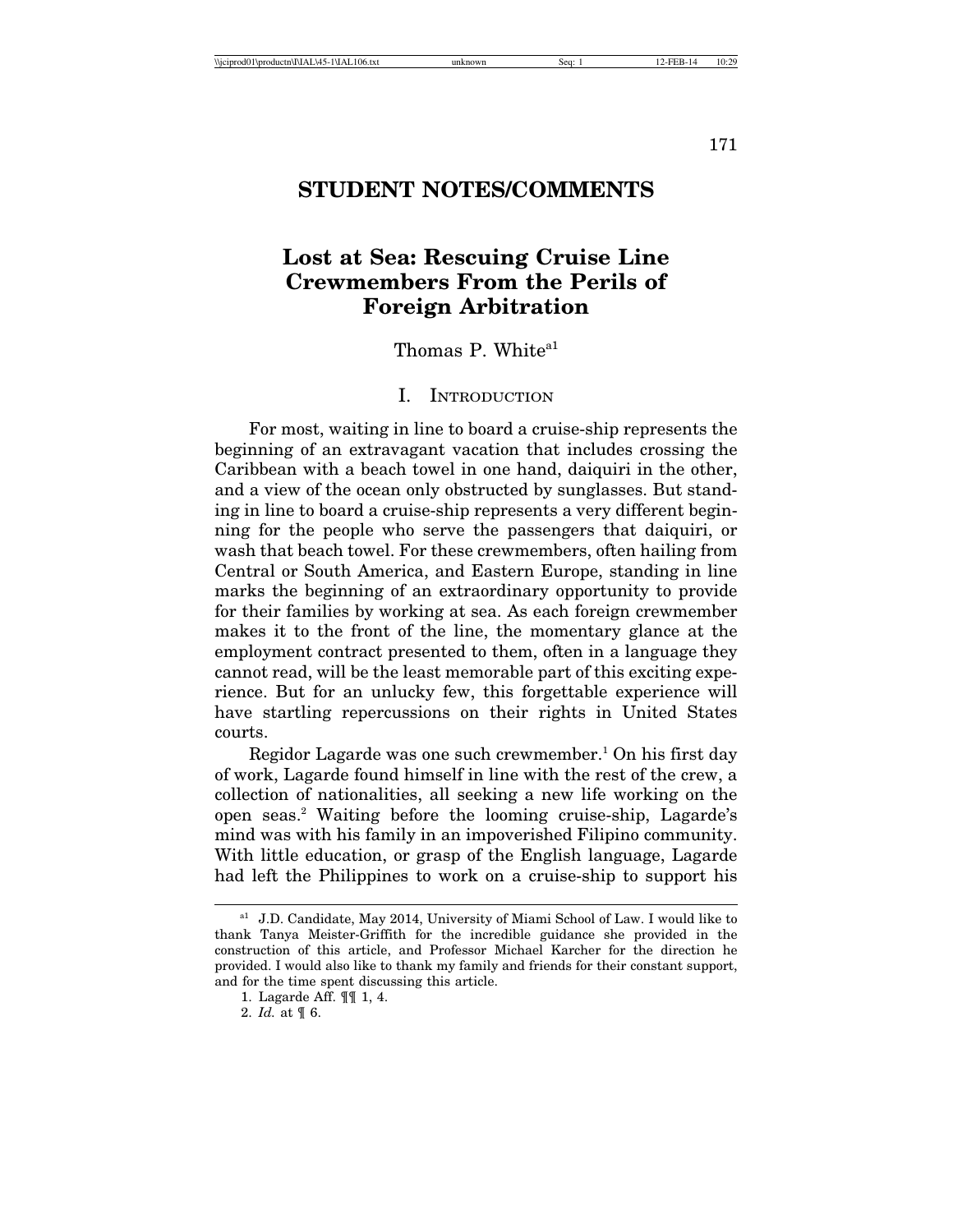# STUDENT NOTES/COMMENTS

## Lost at Sea: Rescuing Cruise Line Crewmembers From the Perils of Foreign Arbitration

Thomas P. White[a1]

### I. Introduction

For most, waiting in line to board a cruise-ship represents the beginning of an extravagant vacation that includes crossing the Caribbean with a beach towel in one hand, daiquiri in the other, and a view of the ocean only obstructed by sunglasses. But standing in line to board a cruise-ship represents a very different beginning for the people who serve the passengers that daiquiri, or wash that beach towel. For these crewmembers, often hailing from Central or South America, and Eastern Europe, standing in line marks the beginning of an extraordinary opportunity to provide for their families by working at sea. As each foreign crewmember makes it to the front of the line, the momentary glance at the employment contract presented to them, often in a language they cannot read, will be the least memorable part of this exciting experience. But for an unlucky few, this forgettable experience will have startling repercussions on their rights in United States courts.

Regidor Lagarde was one such crewmember.[1] On his first day of work, Lagarde found himself in line with the rest of the crew, a collection of nationalities, all seeking a new life working on the open seas.[2] Waiting before the looming cruise-ship, Lagarde's mind was with his family in an impoverished Filipino community. With little education, or grasp of the English language, Lagarde had left the Philippines to work on a cruise-ship to support his

---

[a1] J.D. Candidate, May 2014, University of Miami School of Law. I would like to thank Tanya Meister-Griffith for the incredible guidance she provided in the construction of this article, and Professor Michael Karcher for the direction he provided. I would also like to thank my family and friends for their constant support, and for the time spent discussing this article.

1. Lagarde Aff. ¶¶ 1, 4.

2. *Id.* at ¶ 6.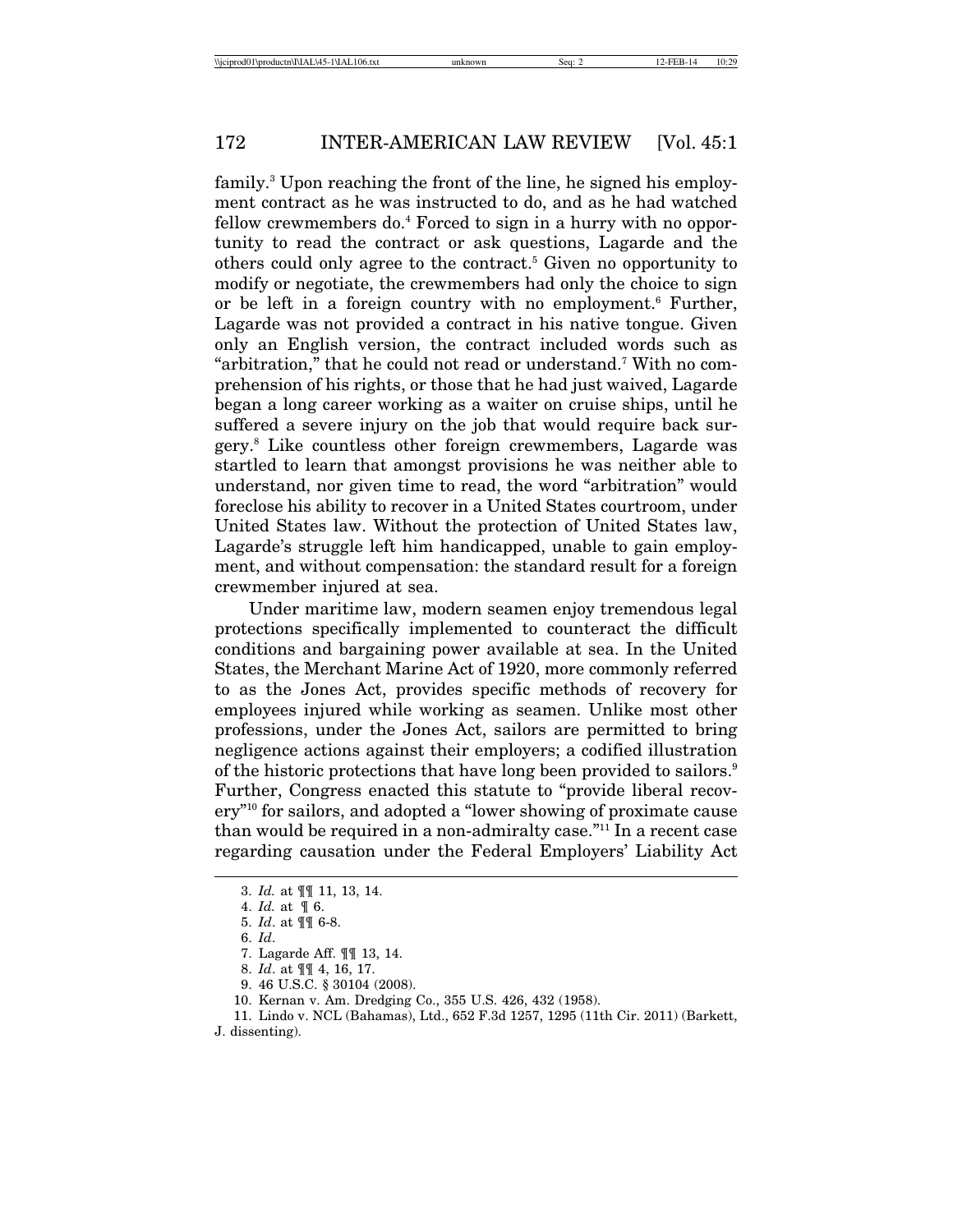family.[3] Upon reaching the front of the line, he signed his employment contract as he was instructed to do, and as he had watched fellow crewmembers do.[4] Forced to sign in a hurry with no opportunity to read the contract or ask questions, Lagarde and the others could only agree to the contract.[5] Given no opportunity to modify or negotiate, the crewmembers had only the choice to sign or be left in a foreign country with no employment.[6] Further, Lagarde was not provided a contract in his native tongue. Given only an English version, the contract included words such as "arbitration," that he could not read or understand.[7] With no comprehension of his rights, or those that he had just waived, Lagarde began a long career working as a waiter on cruise ships, until he suffered a severe injury on the job that would require back surgery.[8] Like countless other foreign crewmembers, Lagarde was startled to learn that amongst provisions he was neither able to understand, nor given time to read, the word "arbitration" would foreclose his ability to recover in a United States courtroom, under United States law. Without the protection of United States law, Lagarde's struggle left him handicapped, unable to gain employment, and without compensation: the standard result for a foreign crewmember injured at sea.

Under maritime law, modern seamen enjoy tremendous legal protections specifically implemented to counteract the difficult conditions and bargaining power available at sea. In the United States, the Merchant Marine Act of 1920, more commonly referred to as the Jones Act, provides specific methods of recovery for employees injured while working as seamen. Unlike most other professions, under the Jones Act, sailors are permitted to bring negligence actions against their employers; a codified illustration of the historic protections that have long been provided to sailors.[9] Further, Congress enacted this statute to "provide liberal recovery"[10] for sailors, and adopted a "lower showing of proximate cause than would be required in a non-admiralty case."[11] In a recent case regarding causation under the Federal Employers' Liability Act

3. *Id.* at ¶¶ 11, 13, 14.
4. *Id.* at ¶ 6.
5. *Id*. at ¶¶ 6-8.
6. *Id*.
7. Lagarde Aff. ¶¶ 13, 14.
8. *Id*. at ¶¶ 4, 16, 17.
9. 46 U.S.C. § 30104 (2008).
10. Kernan v. Am. Dredging Co., 355 U.S. 426, 432 (1958).
11. Lindo v. NCL (Bahamas), Ltd., 652 F.3d 1257, 1295 (11th Cir. 2011) (Barkett, J. dissenting).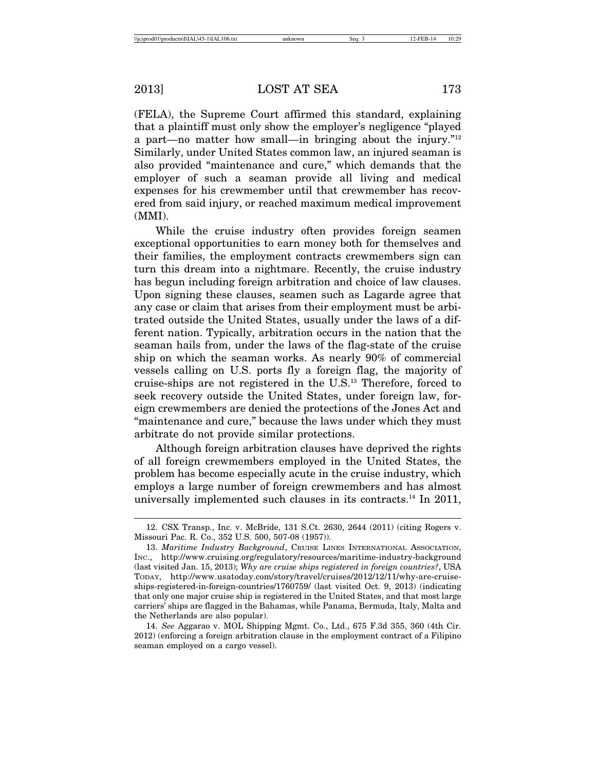(FELA), the Supreme Court affirmed this standard, explaining that a plaintiff must only show the employer's negligence "played a part—no matter how small—in bringing about the injury."[12] Similarly, under United States common law, an injured seaman is also provided "maintenance and cure," which demands that the employer of such a seaman provide all living and medical expenses for his crewmember until that crewmember has recovered from said injury, or reached maximum medical improvement (MMI).

While the cruise industry often provides foreign seamen exceptional opportunities to earn money both for themselves and their families, the employment contracts crewmembers sign can turn this dream into a nightmare. Recently, the cruise industry has begun including foreign arbitration and choice of law clauses. Upon signing these clauses, seamen such as Lagarde agree that any case or claim that arises from their employment must be arbitrated outside the United States, usually under the laws of a different nation. Typically, arbitration occurs in the nation that the seaman hails from, under the laws of the flag-state of the cruise ship on which the seaman works. As nearly 90% of commercial vessels calling on U.S. ports fly a foreign flag, the majority of cruise-ships are not registered in the U.S.[13] Therefore, forced to seek recovery outside the United States, under foreign law, foreign crewmembers are denied the protections of the Jones Act and "maintenance and cure," because the laws under which they must arbitrate do not provide similar protections.

Although foreign arbitration clauses have deprived the rights of all foreign crewmembers employed in the United States, the problem has become especially acute in the cruise industry, which employs a large number of foreign crewmembers and has almost universally implemented such clauses in its contracts.[14] In 2011,

---

12. CSX Transp., Inc. v. McBride, 131 S.Ct. 2630, 2644 (2011) (citing Rogers v. Missouri Pac. R. Co., 352 U.S. 500, 507-08 (1957)).

13. *Maritime Industry Background*, Cruise Lines International Association, Inc., http://www.cruising.org/regulatory/resources/maritime-industry-background (last visited Jan. 15, 2013); *Why are cruise ships registered in foreign countries?*, USA Today, http://www.usatoday.com/story/travel/cruises/2012/12/11/why-are-cruise-ships-registered-in-foreign-countries/1760759/ (last visited Oct. 9, 2013) (indicating that only one major cruise ship is registered in the United States, and that most large carriers' ships are flagged in the Bahamas, while Panama, Bermuda, Italy, Malta and the Netherlands are also popular).

14. *See* Aggarao v. MOL Shipping Mgmt. Co., Ltd., 675 F.3d 355, 360 (4th Cir. 2012) (enforcing a foreign arbitration clause in the employment contract of a Filipino seaman employed on a cargo vessel).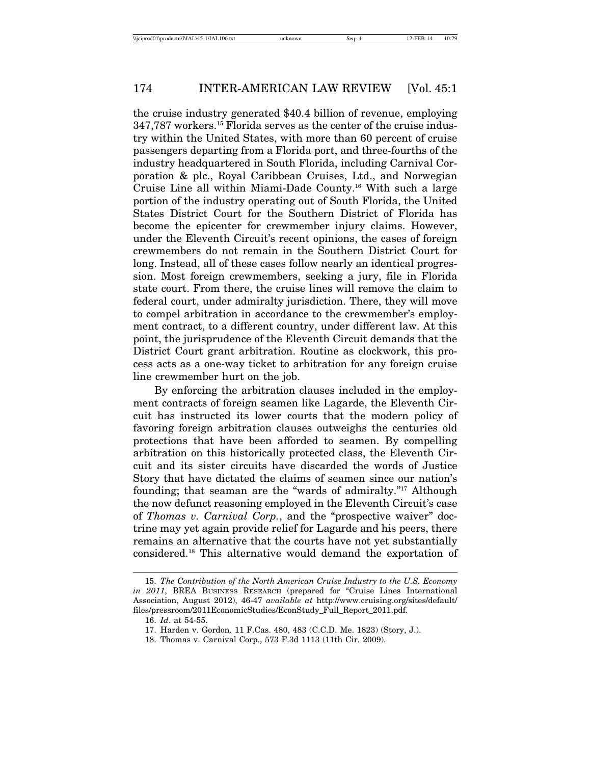the cruise industry generated $40.4 billion of revenue, employing 347,787 workers.[15] Florida serves as the center of the cruise industry within the United States, with more than 60 percent of cruise passengers departing from a Florida port, and three-fourths of the industry headquartered in South Florida, including Carnival Corporation & plc., Royal Caribbean Cruises, Ltd., and Norwegian Cruise Line all within Miami-Dade County.[16] With such a large portion of the industry operating out of South Florida, the United States District Court for the Southern District of Florida has become the epicenter for crewmember injury claims. However, under the Eleventh Circuit's recent opinions, the cases of foreign crewmembers do not remain in the Southern District Court for long. Instead, all of these cases follow nearly an identical progression. Most foreign crewmembers, seeking a jury, file in Florida state court. From there, the cruise lines will remove the claim to federal court, under admiralty jurisdiction. There, they will move to compel arbitration in accordance to the crewmember's employment contract, to a different country, under different law. At this point, the jurisprudence of the Eleventh Circuit demands that the District Court grant arbitration. Routine as clockwork, this process acts as a one-way ticket to arbitration for any foreign cruise line crewmember hurt on the job.

By enforcing the arbitration clauses included in the employment contracts of foreign seamen like Lagarde, the Eleventh Circuit has instructed its lower courts that the modern policy of favoring foreign arbitration clauses outweighs the centuries old protections that have been afforded to seamen. By compelling arbitration on this historically protected class, the Eleventh Circuit and its sister circuits have discarded the words of Justice Story that have dictated the claims of seamen since our nation's founding; that seaman are the "wards of admiralty."[17] Although the now defunct reasoning employed in the Eleventh Circuit's case of *Thomas v. Carnival Corp.*, and the "prospective waiver" doctrine may yet again provide relief for Lagarde and his peers, there remains an alternative that the courts have not yet substantially considered.[18] This alternative would demand the exportation of

---

15. *The Contribution of the North American Cruise Industry to the U.S. Economy in 2011*, BREA BUSINESS RESEARCH (prepared for "Cruise Lines International Association, August 2012), 46-47 *available at* http://www.cruising.org/sites/default/files/pressroom/2011EconomicStudies/EconStudy_Full_Report_2011.pdf.

16. *Id*. at 54-55.

17. Harden v. Gordon*,* 11 F.Cas. 480, 483 (C.C.D. Me. 1823) (Story, J.).

18. Thomas v. Carnival Corp., 573 F.3d 1113 (11th Cir. 2009).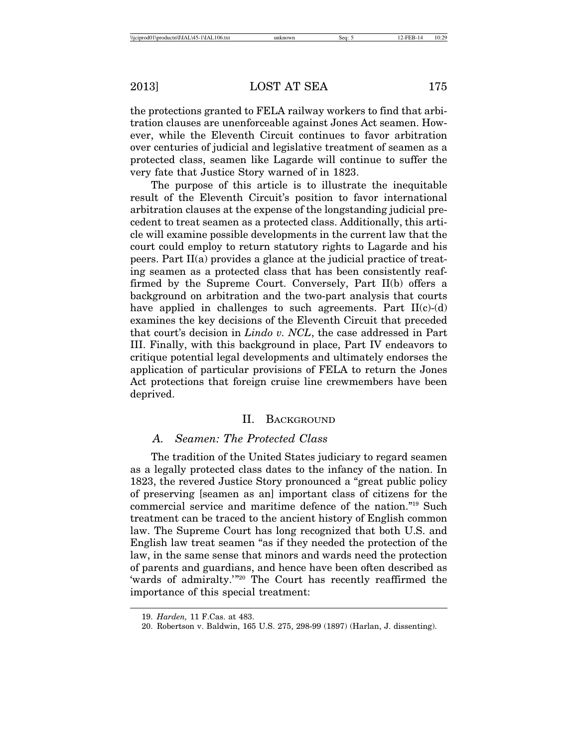the protections granted to FELA railway workers to find that arbitration clauses are unenforceable against Jones Act seamen. However, while the Eleventh Circuit continues to favor arbitration over centuries of judicial and legislative treatment of seamen as a protected class, seamen like Lagarde will continue to suffer the very fate that Justice Story warned of in 1823.

The purpose of this article is to illustrate the inequitable result of the Eleventh Circuit's position to favor international arbitration clauses at the expense of the longstanding judicial precedent to treat seamen as a protected class. Additionally, this article will examine possible developments in the current law that the court could employ to return statutory rights to Lagarde and his peers. Part II(a) provides a glance at the judicial practice of treating seamen as a protected class that has been consistently reaffirmed by the Supreme Court. Conversely, Part II(b) offers a background on arbitration and the two-part analysis that courts have applied in challenges to such agreements. Part II(c)-(d) examines the key decisions of the Eleventh Circuit that preceded that court's decision in *Lindo v. NCL*, the case addressed in Part III. Finally, with this background in place, Part IV endeavors to critique potential legal developments and ultimately endorses the application of particular provisions of FELA to return the Jones Act protections that foreign cruise line crewmembers have been deprived.

## II. Background

### A. Seamen: The Protected Class

The tradition of the United States judiciary to regard seamen as a legally protected class dates to the infancy of the nation. In 1823, the revered Justice Story pronounced a "great public policy of preserving [seamen as an] important class of citizens for the commercial service and maritime defence of the nation."[19] Such treatment can be traced to the ancient history of English common law. The Supreme Court has long recognized that both U.S. and English law treat seamen "as if they needed the protection of the law, in the same sense that minors and wards need the protection of parents and guardians, and hence have been often described as 'wards of admiralty.'"[20] The Court has recently reaffirmed the importance of this special treatment:

---

19. *Harden,* 11 F.Cas. at 483.

20. Robertson v. Baldwin, 165 U.S. 275, 298-99 (1897) (Harlan, J. dissenting).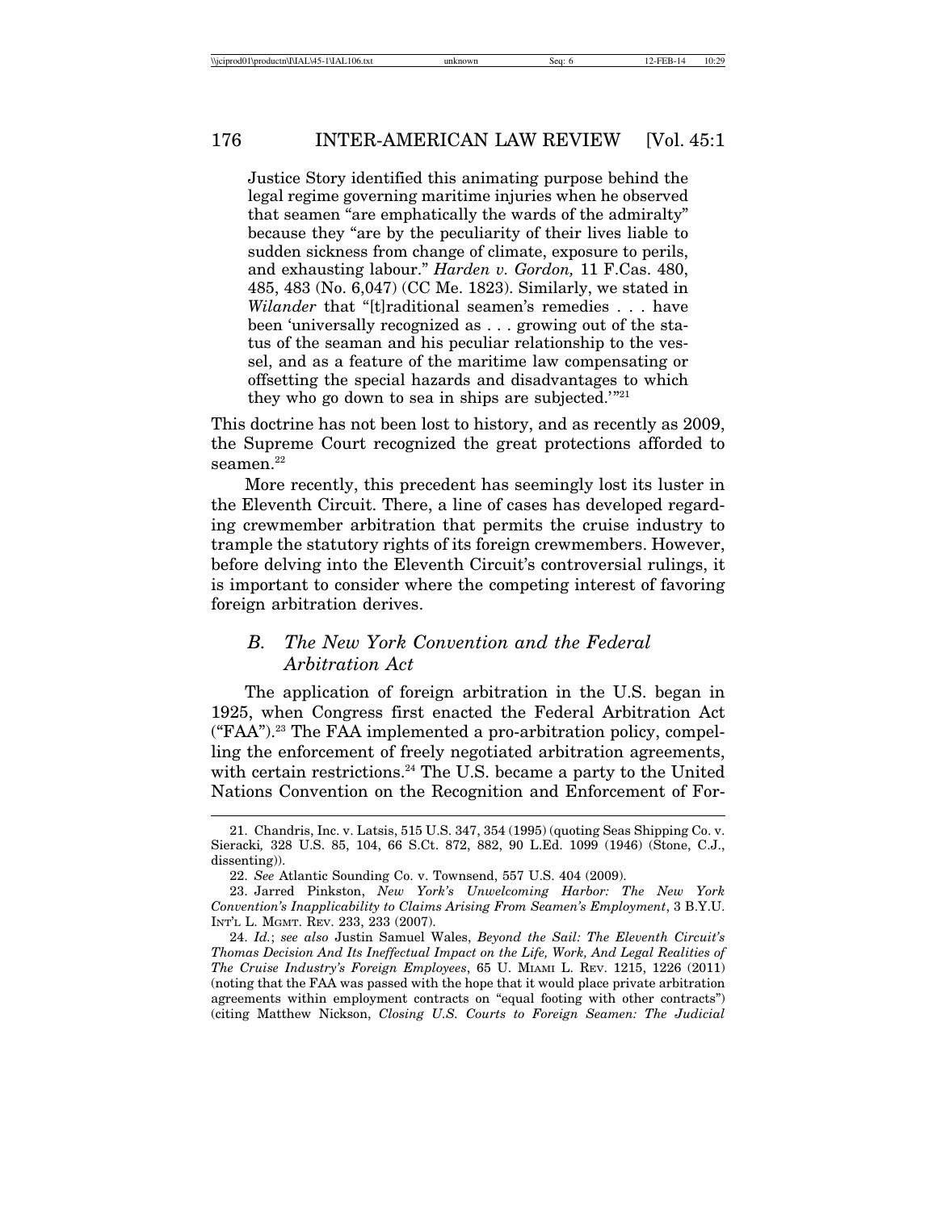> Justice Story identified this animating purpose behind the legal regime governing maritime injuries when he observed that seamen "are emphatically the wards of the admiralty" because they "are by the peculiarity of their lives liable to sudden sickness from change of climate, exposure to perils, and exhausting labour." *Harden v. Gordon,* 11 F.Cas. 480, 485, 483 (No. 6,047) (CC Me. 1823). Similarly, we stated in *Wilander* that "[t]raditional seamen's remedies . . . have been 'universally recognized as . . . growing out of the status of the seaman and his peculiar relationship to the vessel, and as a feature of the maritime law compensating or offsetting the special hazards and disadvantages to which they who go down to sea in ships are subjected.'"[21]

This doctrine has not been lost to history, and as recently as 2009, the Supreme Court recognized the great protections afforded to seamen.[22]

More recently, this precedent has seemingly lost its luster in the Eleventh Circuit. There, a line of cases has developed regarding crewmember arbitration that permits the cruise industry to trample the statutory rights of its foreign crewmembers. However, before delving into the Eleventh Circuit's controversial rulings, it is important to consider where the competing interest of favoring foreign arbitration derives.

### *B. The New York Convention and the Federal Arbitration Act*

The application of foreign arbitration in the U.S. began in 1925, when Congress first enacted the Federal Arbitration Act ("FAA").[23] The FAA implemented a pro-arbitration policy, compelling the enforcement of freely negotiated arbitration agreements, with certain restrictions.[24] The U.S. became a party to the United Nations Convention on the Recognition and Enforcement of For-

---

21. Chandris, Inc. v. Latsis, 515 U.S. 347, 354 (1995) (quoting Seas Shipping Co. v. Sieracki*,* 328 U.S. 85, 104, 66 S.Ct. 872, 882, 90 L.Ed. 1099 (1946) (Stone, C.J., dissenting)).

22. *See* Atlantic Sounding Co. v. Townsend, 557 U.S. 404 (2009).

23. Jarred Pinkston, *New York's Unwelcoming Harbor: The New York Convention's Inapplicability to Claims Arising From Seamen's Employment*, 3 B.Y.U. INT'L L. MGMT. REV. 233, 233 (2007).

24. *Id.*; *see also* Justin Samuel Wales, *Beyond the Sail: The Eleventh Circuit's Thomas Decision And Its Ineffectual Impact on the Life, Work, And Legal Realities of The Cruise Industry's Foreign Employees*, 65 U. MIAMI L. REV. 1215, 1226 (2011) (noting that the FAA was passed with the hope that it would place private arbitration agreements within employment contracts on "equal footing with other contracts") (citing Matthew Nickson, *Closing U.S. Courts to Foreign Seamen: The Judicial*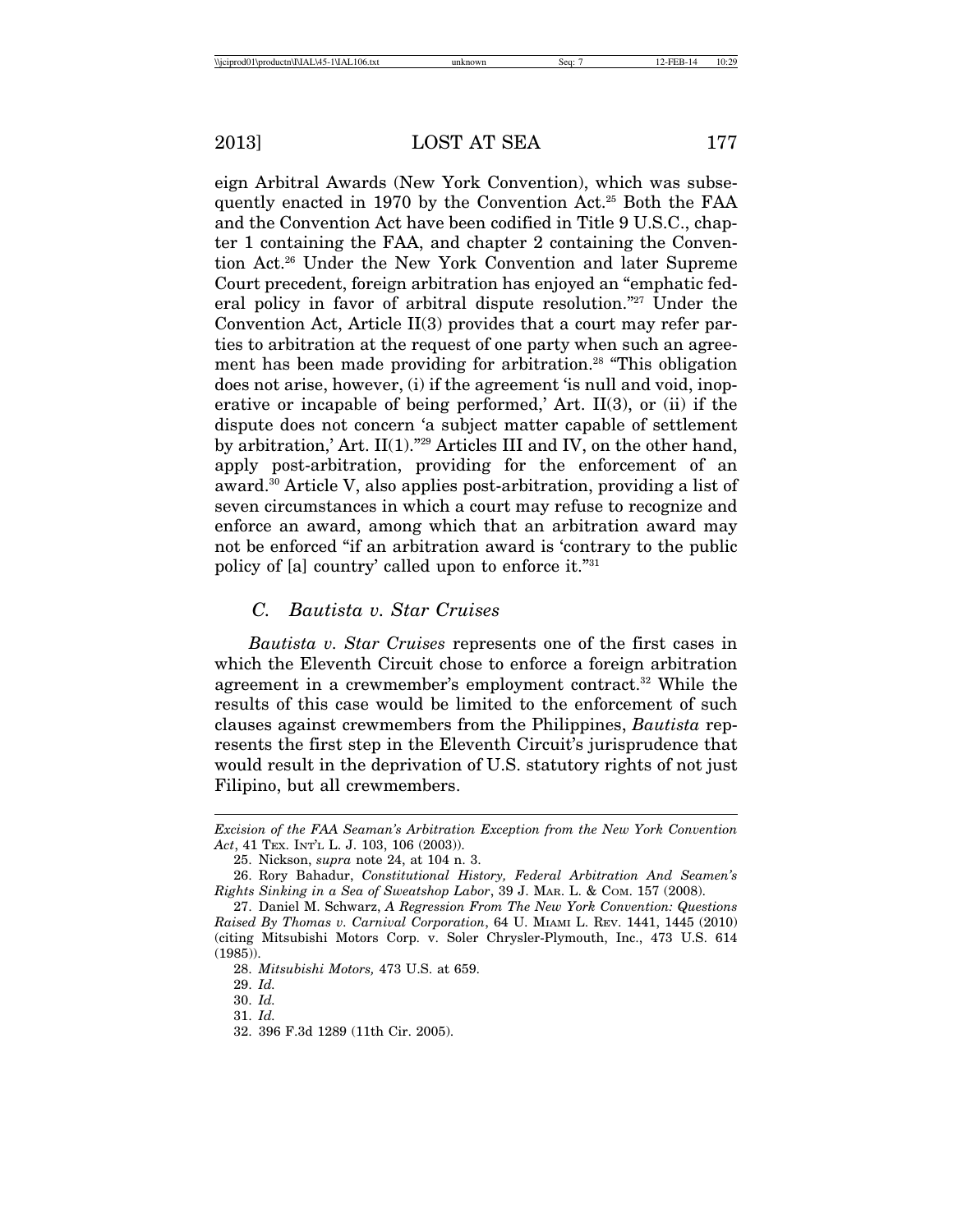eign Arbitral Awards (New York Convention), which was subsequently enacted in 1970 by the Convention Act.[25] Both the FAA and the Convention Act have been codified in Title 9 U.S.C., chapter 1 containing the FAA, and chapter 2 containing the Convention Act.[26] Under the New York Convention and later Supreme Court precedent, foreign arbitration has enjoyed an "emphatic federal policy in favor of arbitral dispute resolution."[27] Under the Convention Act, Article II(3) provides that a court may refer parties to arbitration at the request of one party when such an agreement has been made providing for arbitration.[28] "This obligation does not arise, however, (i) if the agreement 'is null and void, inoperative or incapable of being performed,' Art. II(3), or (ii) if the dispute does not concern 'a subject matter capable of settlement by arbitration,' Art. II(1)."[29] Articles III and IV, on the other hand, apply post-arbitration, providing for the enforcement of an award.[30] Article V, also applies post-arbitration, providing a list of seven circumstances in which a court may refuse to recognize and enforce an award, among which that an arbitration award may not be enforced "if an arbitration award is 'contrary to the public policy of [a] country' called upon to enforce it."[31]

### C. *Bautista v. Star Cruises*

*Bautista v. Star Cruises* represents one of the first cases in which the Eleventh Circuit chose to enforce a foreign arbitration agreement in a crewmember's employment contract.[32] While the results of this case would be limited to the enforcement of such clauses against crewmembers from the Philippines, *Bautista* represents the first step in the Eleventh Circuit's jurisprudence that would result in the deprivation of U.S. statutory rights of not just Filipino, but all crewmembers.

---

*Excision of the FAA Seaman's Arbitration Exception from the New York Convention Act*, 41 TEX. INT'L L. J. 103, 106 (2003)).

25. Nickson, *supra* note 24, at 104 n. 3.

26. Rory Bahadur, *Constitutional History, Federal Arbitration And Seamen's Rights Sinking in a Sea of Sweatshop Labor*, 39 J. MAR. L. & COM. 157 (2008).

27. Daniel M. Schwarz, *A Regression From The New York Convention: Questions Raised By Thomas v. Carnival Corporation*, 64 U. MIAMI L. REV. 1441, 1445 (2010) (citing Mitsubishi Motors Corp. v. Soler Chrysler-Plymouth, Inc., 473 U.S. 614 (1985)).

28. *Mitsubishi Motors,* 473 U.S. at 659.

29. *Id.*

30. *Id.*

31. *Id.*

32. 396 F.3d 1289 (11th Cir. 2005).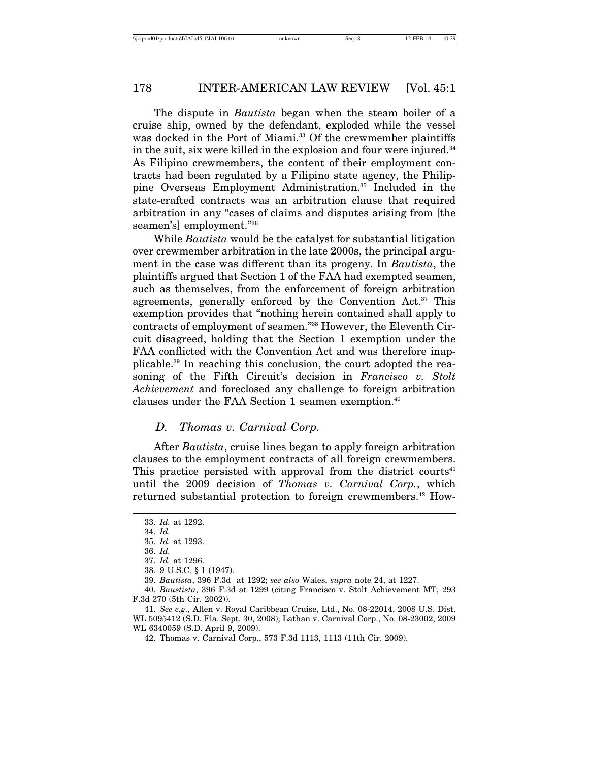The dispute in *Bautista* began when the steam boiler of a cruise ship, owned by the defendant, exploded while the vessel was docked in the Port of Miami.[33] Of the crewmember plaintiffs in the suit, six were killed in the explosion and four were injured.[34] As Filipino crewmembers, the content of their employment contracts had been regulated by a Filipino state agency, the Philippine Overseas Employment Administration.[35] Included in the state-crafted contracts was an arbitration clause that required arbitration in any "cases of claims and disputes arising from [the seamen's] employment."[36]

While *Bautista* would be the catalyst for substantial litigation over crewmember arbitration in the late 2000s, the principal argument in the case was different than its progeny. In *Bautista*, the plaintiffs argued that Section 1 of the FAA had exempted seamen, such as themselves, from the enforcement of foreign arbitration agreements, generally enforced by the Convention Act.[37] This exemption provides that "nothing herein contained shall apply to contracts of employment of seamen."[38] However, the Eleventh Circuit disagreed, holding that the Section 1 exemption under the FAA conflicted with the Convention Act and was therefore inapplicable.[39] In reaching this conclusion, the court adopted the reasoning of the Fifth Circuit's decision in *Francisco v. Stolt Achievement* and foreclosed any challenge to foreign arbitration clauses under the FAA Section 1 seamen exemption.[40]

### D. *Thomas v. Carnival Corp.*

After *Bautista*, cruise lines began to apply foreign arbitration clauses to the employment contracts of all foreign crewmembers. This practice persisted with approval from the district courts[41] until the 2009 decision of *Thomas v. Carnival Corp.*, which returned substantial protection to foreign crewmembers.[42] How-

---

33. *Id.* at 1292.
34. *Id.*
35. *Id.* at 1293.
36. *Id.*
37. *Id.* at 1296.
38. 9 U.S.C. § 1 (1947).
39. *Bautista*, 396 F.3d at 1292; *see also* Wales, *supra* note 24, at 1227.
40. *Baustista*, 396 F.3d at 1299 (citing Francisco v. Stolt Achievement MT, 293 F.3d 270 (5th Cir. 2002)).
41. *See e.g.,* Allen v. Royal Caribbean Cruise, Ltd., No. 08-22014, 2008 U.S. Dist. WL 5095412 (S.D. Fla. Sept. 30, 2008); Lathan v. Carnival Corp., No. 08-23002, 2009 WL 6340059 (S.D. April 9, 2009).
42. Thomas v. Carnival Corp., 573 F.3d 1113, 1113 (11th Cir. 2009).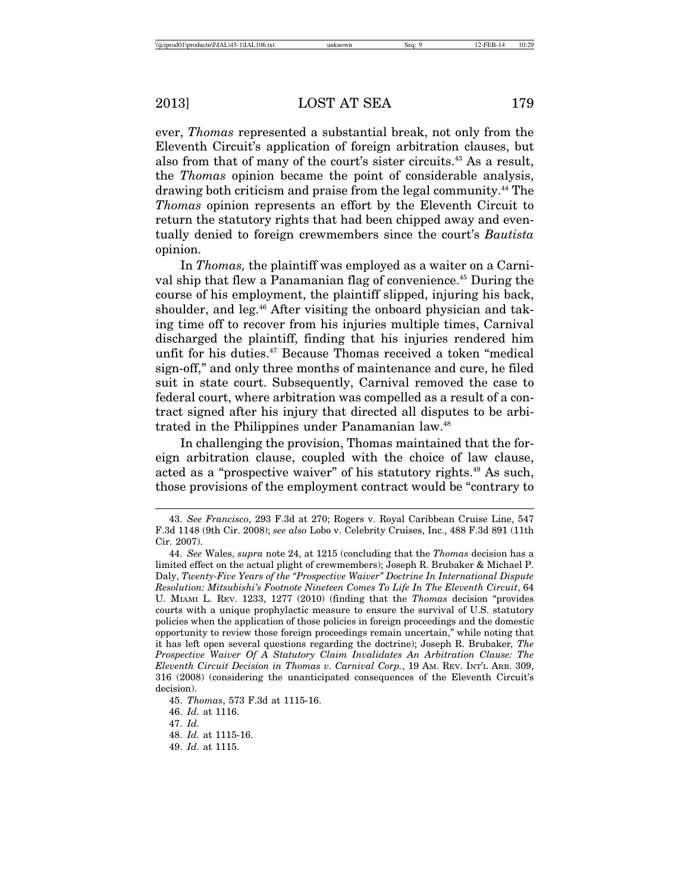ever, *Thomas* represented a substantial break, not only from the Eleventh Circuit's application of foreign arbitration clauses, but also from that of many of the court's sister circuits.[43] As a result, the *Thomas* opinion became the point of considerable analysis, drawing both criticism and praise from the legal community.[44] The *Thomas* opinion represents an effort by the Eleventh Circuit to return the statutory rights that had been chipped away and eventually denied to foreign crewmembers since the court's *Bautista* opinion.

In *Thomas,* the plaintiff was employed as a waiter on a Carnival ship that flew a Panamanian flag of convenience.[45] During the course of his employment, the plaintiff slipped, injuring his back, shoulder, and leg.[46] After visiting the onboard physician and taking time off to recover from his injuries multiple times, Carnival discharged the plaintiff, finding that his injuries rendered him unfit for his duties.[47] Because Thomas received a token "medical sign-off," and only three months of maintenance and cure, he filed suit in state court. Subsequently, Carnival removed the case to federal court, where arbitration was compelled as a result of a contract signed after his injury that directed all disputes to be arbitrated in the Philippines under Panamanian law.[48]

In challenging the provision, Thomas maintained that the foreign arbitration clause, coupled with the choice of law clause, acted as a "prospective waiver" of his statutory rights.[49] As such, those provisions of the employment contract would be "contrary to

---

43. *See Francisco*, 293 F.3d at 270; Rogers v. Royal Caribbean Cruise Line, 547 F.3d 1148 (9th Cir. 2008); *see also* Lobo v. Celebrity Cruises, Inc., 488 F.3d 891 (11th Cir. 2007).

44. *See* Wales, *supra* note 24, at 1215 (concluding that the *Thomas* decision has a limited effect on the actual plight of crewmembers); Joseph R. Brubaker & Michael P. Daly, *Twenty-Five Years of the "Prospective Waiver" Doctrine In International Dispute Resolution: Mitsubishi's Footnote Nineteen Comes To Life In The Eleventh Circuit*, 64 U. MIAMI L. REV. 1233, 1277 (2010) (finding that the *Thomas* decision "provides courts with a unique prophylactic measure to ensure the survival of U.S. statutory policies when the application of those policies in foreign proceedings and the domestic opportunity to review those foreign proceedings remain uncertain," while noting that it has left open several questions regarding the doctrine); Joseph R. Brubaker*, The Prospective Waiver Of A Statutory Claim Invalidates An Arbitration Clause: The Eleventh Circuit Decision in Thomas v. Carnival Corp.*, 19 AM. REV. INT'L ARB. 309, 316 (2008) (considering the unanticipated consequences of the Eleventh Circuit's decision).

45. *Thomas*, 573 F.3d at 1115-16.

46. *Id.* at 1116.

47. *Id.*

48. *Id.* at 1115-16.

49. *Id.* at 1115.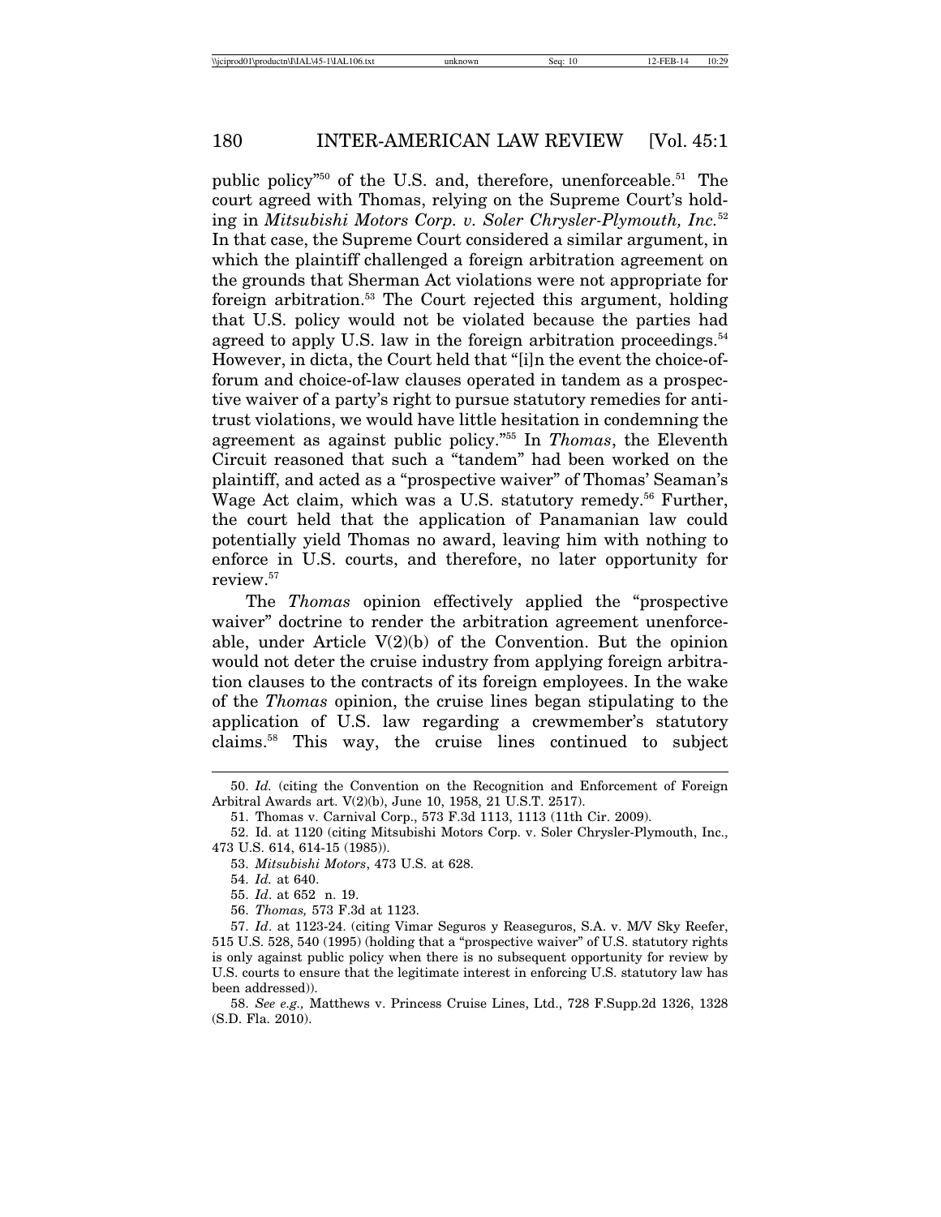public policy"[50] of the U.S. and, therefore, unenforceable.[51] The court agreed with Thomas, relying on the Supreme Court's holding in *Mitsubishi Motors Corp. v. Soler Chrysler-Plymouth, Inc.*[52] In that case, the Supreme Court considered a similar argument, in which the plaintiff challenged a foreign arbitration agreement on the grounds that Sherman Act violations were not appropriate for foreign arbitration.[53] The Court rejected this argument, holding that U.S. policy would not be violated because the parties had agreed to apply U.S. law in the foreign arbitration proceedings.[54] However, in dicta, the Court held that "[i]n the event the choice-of-forum and choice-of-law clauses operated in tandem as a prospective waiver of a party's right to pursue statutory remedies for antitrust violations, we would have little hesitation in condemning the agreement as against public policy."[55] In *Thomas*, the Eleventh Circuit reasoned that such a "tandem" had been worked on the plaintiff, and acted as a "prospective waiver" of Thomas' Seaman's Wage Act claim, which was a U.S. statutory remedy.[56] Further, the court held that the application of Panamanian law could potentially yield Thomas no award, leaving him with nothing to enforce in U.S. courts, and therefore, no later opportunity for review.[57]

The *Thomas* opinion effectively applied the "prospective waiver" doctrine to render the arbitration agreement unenforceable, under Article V(2)(b) of the Convention. But the opinion would not deter the cruise industry from applying foreign arbitration clauses to the contracts of its foreign employees. In the wake of the *Thomas* opinion, the cruise lines began stipulating to the application of U.S. law regarding a crewmember's statutory claims.[58] This way, the cruise lines continued to subject

---

50. *Id.* (citing the Convention on the Recognition and Enforcement of Foreign Arbitral Awards art. V(2)(b), June 10, 1958, 21 U.S.T. 2517).

51. Thomas v. Carnival Corp., 573 F.3d 1113, 1113 (11th Cir. 2009).

52. Id. at 1120 (citing Mitsubishi Motors Corp. v. Soler Chrysler-Plymouth, Inc., 473 U.S. 614, 614-15 (1985)).

53. *Mitsubishi Motors*, 473 U.S. at 628.

54. *Id.* at 640.

55. *Id*. at 652 n. 19.

56. *Thomas,* 573 F.3d at 1123.

57. *Id*. at 1123-24. (citing Vimar Seguros y Reaseguros, S.A. v. M/V Sky Reefer, 515 U.S. 528, 540 (1995) (holding that a "prospective waiver" of U.S. statutory rights is only against public policy when there is no subsequent opportunity for review by U.S. courts to ensure that the legitimate interest in enforcing U.S. statutory law has been addressed)).

58. *See e.g.,* Matthews v. Princess Cruise Lines, Ltd., 728 F.Supp.2d 1326, 1328 (S.D. Fla. 2010).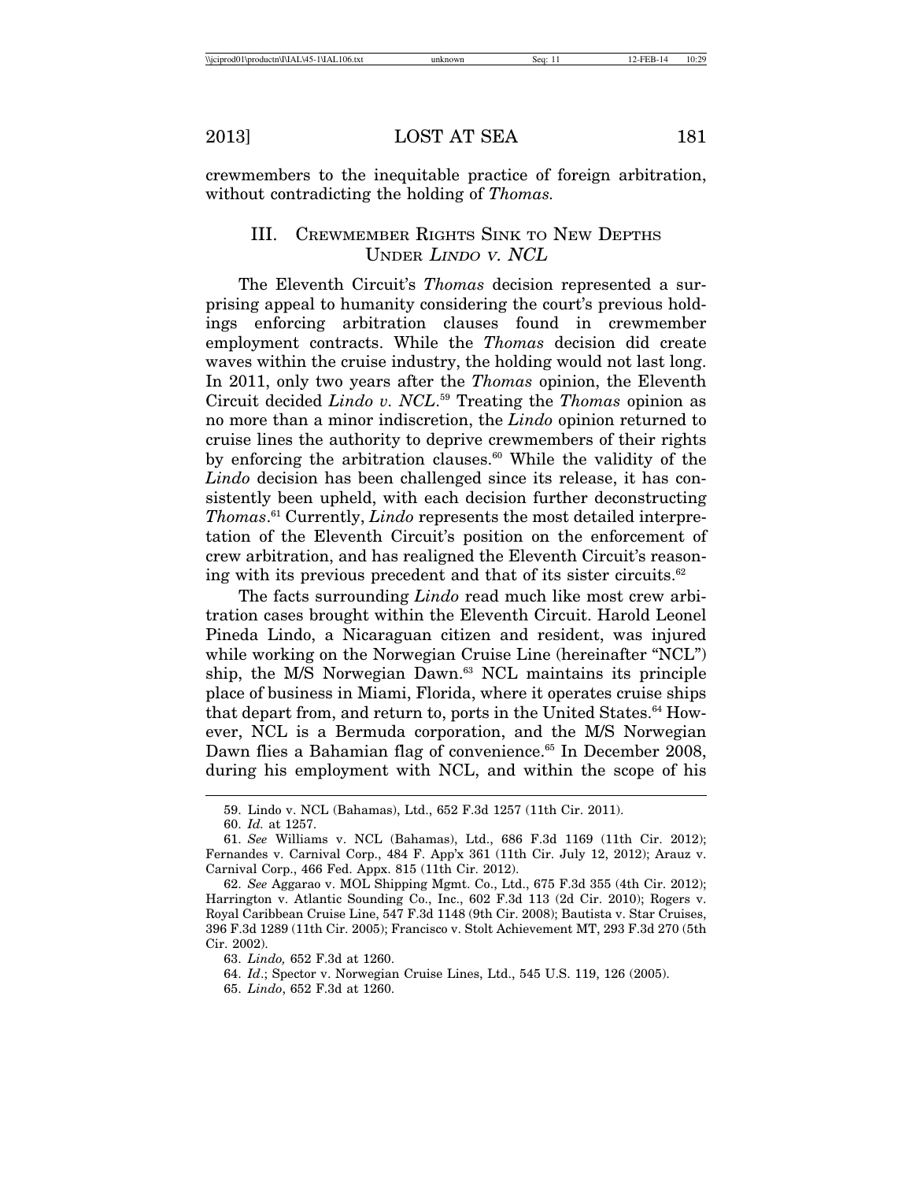crewmembers to the inequitable practice of foreign arbitration, without contradicting the holding of *Thomas.*

## III. Crewmember Rights Sink to New Depths Under *Lindo v. NCL*

The Eleventh Circuit's *Thomas* decision represented a surprising appeal to humanity considering the court's previous holdings enforcing arbitration clauses found in crewmember employment contracts. While the *Thomas* decision did create waves within the cruise industry, the holding would not last long. In 2011, only two years after the *Thomas* opinion, the Eleventh Circuit decided *Lindo v. NCL*.[59] Treating the *Thomas* opinion as no more than a minor indiscretion, the *Lindo* opinion returned to cruise lines the authority to deprive crewmembers of their rights by enforcing the arbitration clauses.[60] While the validity of the *Lindo* decision has been challenged since its release, it has consistently been upheld, with each decision further deconstructing *Thomas*.[61] Currently, *Lindo* represents the most detailed interpretation of the Eleventh Circuit's position on the enforcement of crew arbitration, and has realigned the Eleventh Circuit's reasoning with its previous precedent and that of its sister circuits.[62]

The facts surrounding *Lindo* read much like most crew arbitration cases brought within the Eleventh Circuit. Harold Leonel Pineda Lindo, a Nicaraguan citizen and resident, was injured while working on the Norwegian Cruise Line (hereinafter "NCL") ship, the M/S Norwegian Dawn.[63] NCL maintains its principle place of business in Miami, Florida, where it operates cruise ships that depart from, and return to, ports in the United States.[64] However, NCL is a Bermuda corporation, and the M/S Norwegian Dawn flies a Bahamian flag of convenience.[65] In December 2008, during his employment with NCL, and within the scope of his

---

59. Lindo v. NCL (Bahamas), Ltd., 652 F.3d 1257 (11th Cir. 2011).

60. *Id.* at 1257.

61. *See* Williams v. NCL (Bahamas), Ltd., 686 F.3d 1169 (11th Cir. 2012); Fernandes v. Carnival Corp., 484 F. App'x 361 (11th Cir. July 12, 2012); Arauz v. Carnival Corp., 466 Fed. Appx. 815 (11th Cir. 2012).

62. *See* Aggarao v. MOL Shipping Mgmt. Co., Ltd., 675 F.3d 355 (4th Cir. 2012); Harrington v. Atlantic Sounding Co., Inc., 602 F.3d 113 (2d Cir. 2010); Rogers v. Royal Caribbean Cruise Line, 547 F.3d 1148 (9th Cir. 2008); Bautista v. Star Cruises, 396 F.3d 1289 (11th Cir. 2005); Francisco v. Stolt Achievement MT, 293 F.3d 270 (5th Cir. 2002).

63. *Lindo,* 652 F.3d at 1260.

64. *Id*.; Spector v. Norwegian Cruise Lines, Ltd., 545 U.S. 119, 126 (2005).

65. *Lindo*, 652 F.3d at 1260.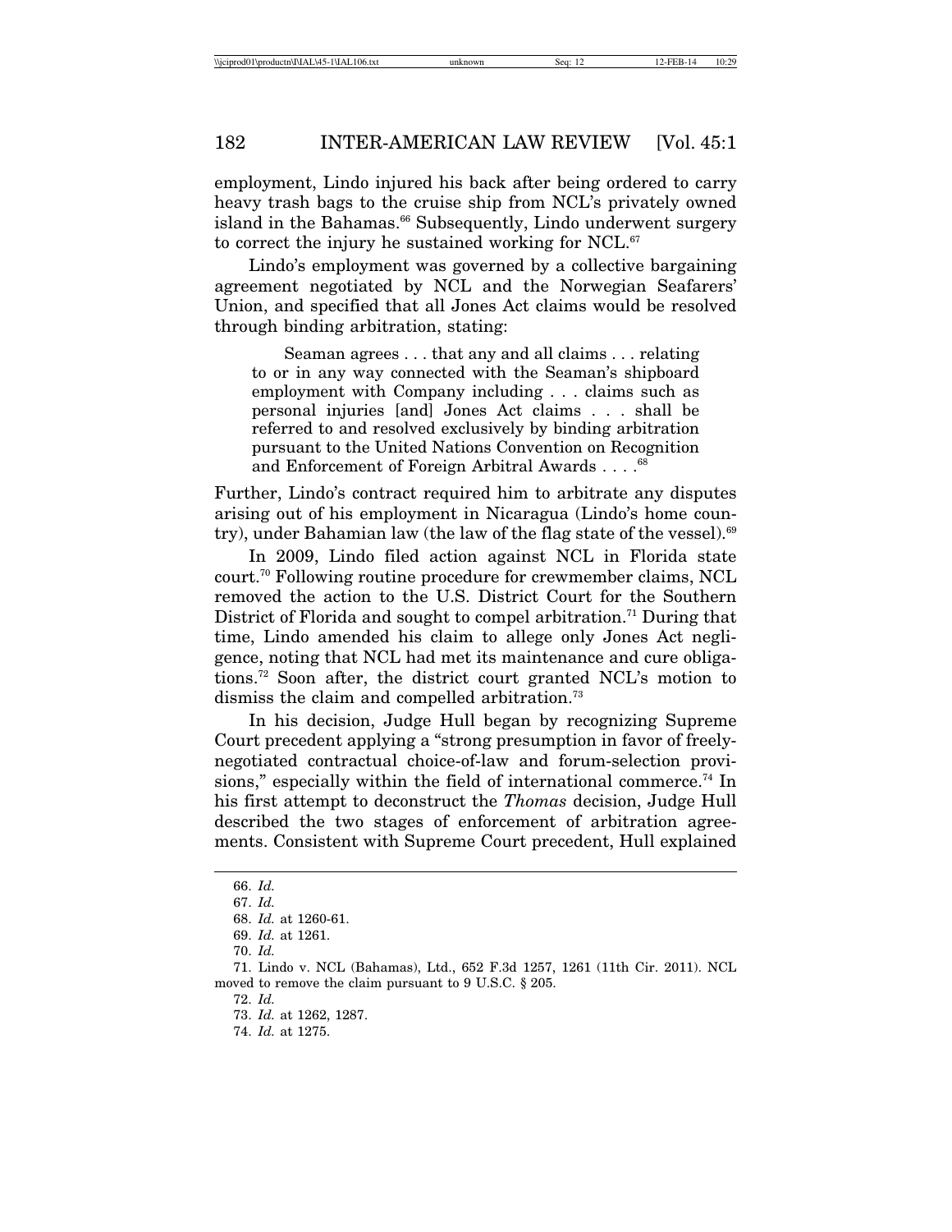employment, Lindo injured his back after being ordered to carry heavy trash bags to the cruise ship from NCL's privately owned island in the Bahamas.[66] Subsequently, Lindo underwent surgery to correct the injury he sustained working for NCL.[67]

Lindo's employment was governed by a collective bargaining agreement negotiated by NCL and the Norwegian Seafarers' Union, and specified that all Jones Act claims would be resolved through binding arbitration, stating:

> Seaman agrees . . . that any and all claims . . . relating to or in any way connected with the Seaman's shipboard employment with Company including . . . claims such as personal injuries [and] Jones Act claims . . . shall be referred to and resolved exclusively by binding arbitration pursuant to the United Nations Convention on Recognition and Enforcement of Foreign Arbitral Awards . . . .[68]

Further, Lindo's contract required him to arbitrate any disputes arising out of his employment in Nicaragua (Lindo's home country), under Bahamian law (the law of the flag state of the vessel).[69]

In 2009, Lindo filed action against NCL in Florida state court.[70] Following routine procedure for crewmember claims, NCL removed the action to the U.S. District Court for the Southern District of Florida and sought to compel arbitration.[71] During that time, Lindo amended his claim to allege only Jones Act negligence, noting that NCL had met its maintenance and cure obligations.[72] Soon after, the district court granted NCL's motion to dismiss the claim and compelled arbitration.[73]

In his decision, Judge Hull began by recognizing Supreme Court precedent applying a "strong presumption in favor of freely-negotiated contractual choice-of-law and forum-selection provisions," especially within the field of international commerce.[74] In his first attempt to deconstruct the *Thomas* decision, Judge Hull described the two stages of enforcement of arbitration agreements. Consistent with Supreme Court precedent, Hull explained

66. *Id.*

67. *Id.*

68. *Id.* at 1260-61.

69. *Id.* at 1261.

70. *Id.*

71. Lindo v. NCL (Bahamas), Ltd., 652 F.3d 1257, 1261 (11th Cir. 2011). NCL moved to remove the claim pursuant to 9 U.S.C. § 205.

72. *Id.*

73. *Id.* at 1262, 1287.

74. *Id.* at 1275.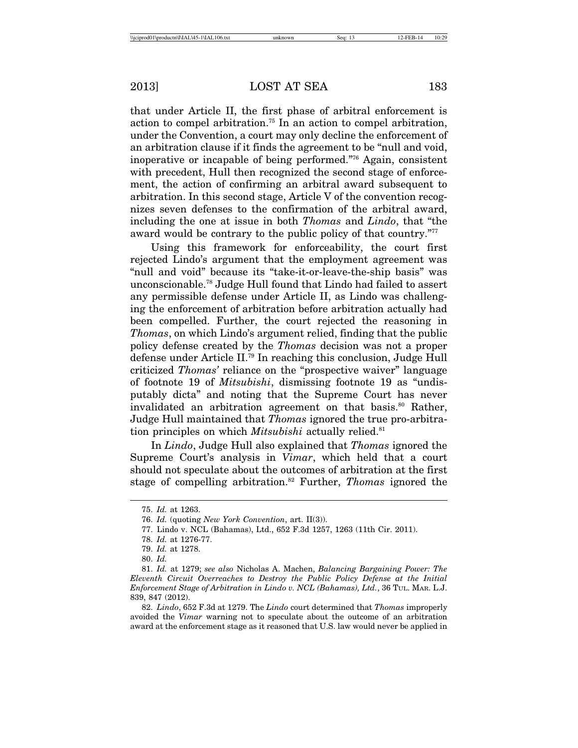that under Article II, the first phase of arbitral enforcement is action to compel arbitration.[75] In an action to compel arbitration, under the Convention, a court may only decline the enforcement of an arbitration clause if it finds the agreement to be "null and void, inoperative or incapable of being performed."[76] Again, consistent with precedent, Hull then recognized the second stage of enforcement, the action of confirming an arbitral award subsequent to arbitration. In this second stage, Article V of the convention recognizes seven defenses to the confirmation of the arbitral award, including the one at issue in both *Thomas* and *Lindo*, that "the award would be contrary to the public policy of that country."[77]

Using this framework for enforceability, the court first rejected Lindo's argument that the employment agreement was "null and void" because its "take-it-or-leave-the-ship basis" was unconscionable.[78] Judge Hull found that Lindo had failed to assert any permissible defense under Article II, as Lindo was challenging the enforcement of arbitration before arbitration actually had been compelled. Further, the court rejected the reasoning in *Thomas*, on which Lindo's argument relied, finding that the public policy defense created by the *Thomas* decision was not a proper defense under Article II.[79] In reaching this conclusion, Judge Hull criticized *Thomas'* reliance on the "prospective waiver" language of footnote 19 of *Mitsubishi*, dismissing footnote 19 as "undisputably dicta" and noting that the Supreme Court has never invalidated an arbitration agreement on that basis.[80] Rather, Judge Hull maintained that *Thomas* ignored the true pro-arbitration principles on which *Mitsubishi* actually relied.[81]

In *Lindo*, Judge Hull also explained that *Thomas* ignored the Supreme Court's analysis in *Vimar*, which held that a court should not speculate about the outcomes of arbitration at the first stage of compelling arbitration.[82] Further, *Thomas* ignored the

---

75. *Id.* at 1263.

76. *Id.* (quoting *New York Convention*, art. II(3)).

77. Lindo v. NCL (Bahamas), Ltd., 652 F.3d 1257, 1263 (11th Cir. 2011).

78. *Id.* at 1276-77.

79. *Id.* at 1278.

80. *Id.*

81. *Id.* at 1279; *see also* Nicholas A. Machen, *Balancing Bargaining Power: The Eleventh Circuit Overreaches to Destroy the Public Policy Defense at the Initial Enforcement Stage of Arbitration in Lindo v. NCL (Bahamas), Ltd.*, 36 TUL. MAR. L.J. 839, 847 (2012).

82. *Lindo*, 652 F.3d at 1279. The *Lindo* court determined that *Thomas* improperly avoided the *Vimar* warning not to speculate about the outcome of an arbitration award at the enforcement stage as it reasoned that U.S. law would never be applied in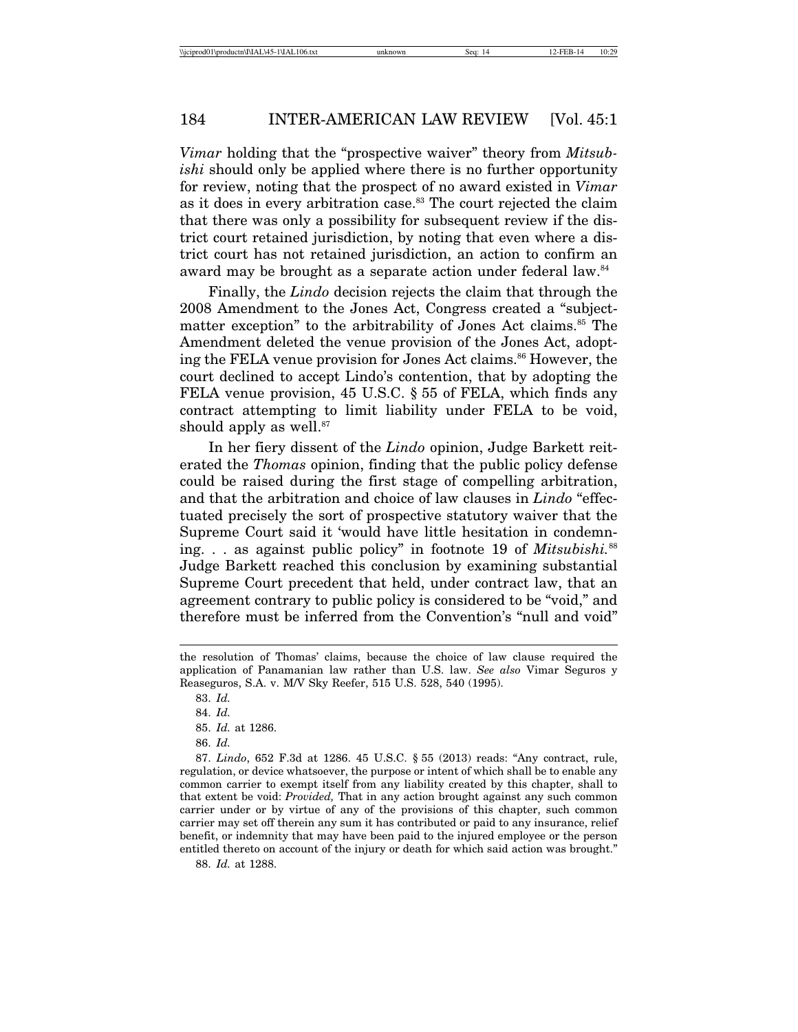*Vimar* holding that the "prospective waiver" theory from *Mitsubishi* should only be applied where there is no further opportunity for review, noting that the prospect of no award existed in *Vimar* as it does in every arbitration case.[83] The court rejected the claim that there was only a possibility for subsequent review if the district court retained jurisdiction, by noting that even where a district court has not retained jurisdiction, an action to confirm an award may be brought as a separate action under federal law.[84]

Finally, the *Lindo* decision rejects the claim that through the 2008 Amendment to the Jones Act, Congress created a "subject-matter exception" to the arbitrability of Jones Act claims.[85] The Amendment deleted the venue provision of the Jones Act, adopting the FELA venue provision for Jones Act claims.[86] However, the court declined to accept Lindo's contention, that by adopting the FELA venue provision, 45 U.S.C. § 55 of FELA, which finds any contract attempting to limit liability under FELA to be void, should apply as well.[87]

In her fiery dissent of the *Lindo* opinion, Judge Barkett reiterated the *Thomas* opinion, finding that the public policy defense could be raised during the first stage of compelling arbitration, and that the arbitration and choice of law clauses in *Lindo* "effectuated precisely the sort of prospective statutory waiver that the Supreme Court said it 'would have little hesitation in condemning. . . as against public policy" in footnote 19 of *Mitsubishi.*[88] Judge Barkett reached this conclusion by examining substantial Supreme Court precedent that held, under contract law, that an agreement contrary to public policy is considered to be "void," and therefore must be inferred from the Convention's "null and void"

---

the resolution of Thomas' claims, because the choice of law clause required the application of Panamanian law rather than U.S. law. *See also* Vimar Seguros y Reaseguros, S.A. v. M/V Sky Reefer, 515 U.S. 528, 540 (1995).

83. *Id.*

84. *Id.*

85. *Id.* at 1286.

86. *Id.*

87. *Lindo*, 652 F.3d at 1286. 45 U.S.C. § 55 (2013) reads: "Any contract, rule, regulation, or device whatsoever, the purpose or intent of which shall be to enable any common carrier to exempt itself from any liability created by this chapter, shall to that extent be void: *Provided,* That in any action brought against any such common carrier under or by virtue of any of the provisions of this chapter, such common carrier may set off therein any sum it has contributed or paid to any insurance, relief benefit, or indemnity that may have been paid to the injured employee or the person entitled thereto on account of the injury or death for which said action was brought."

88. *Id.* at 1288.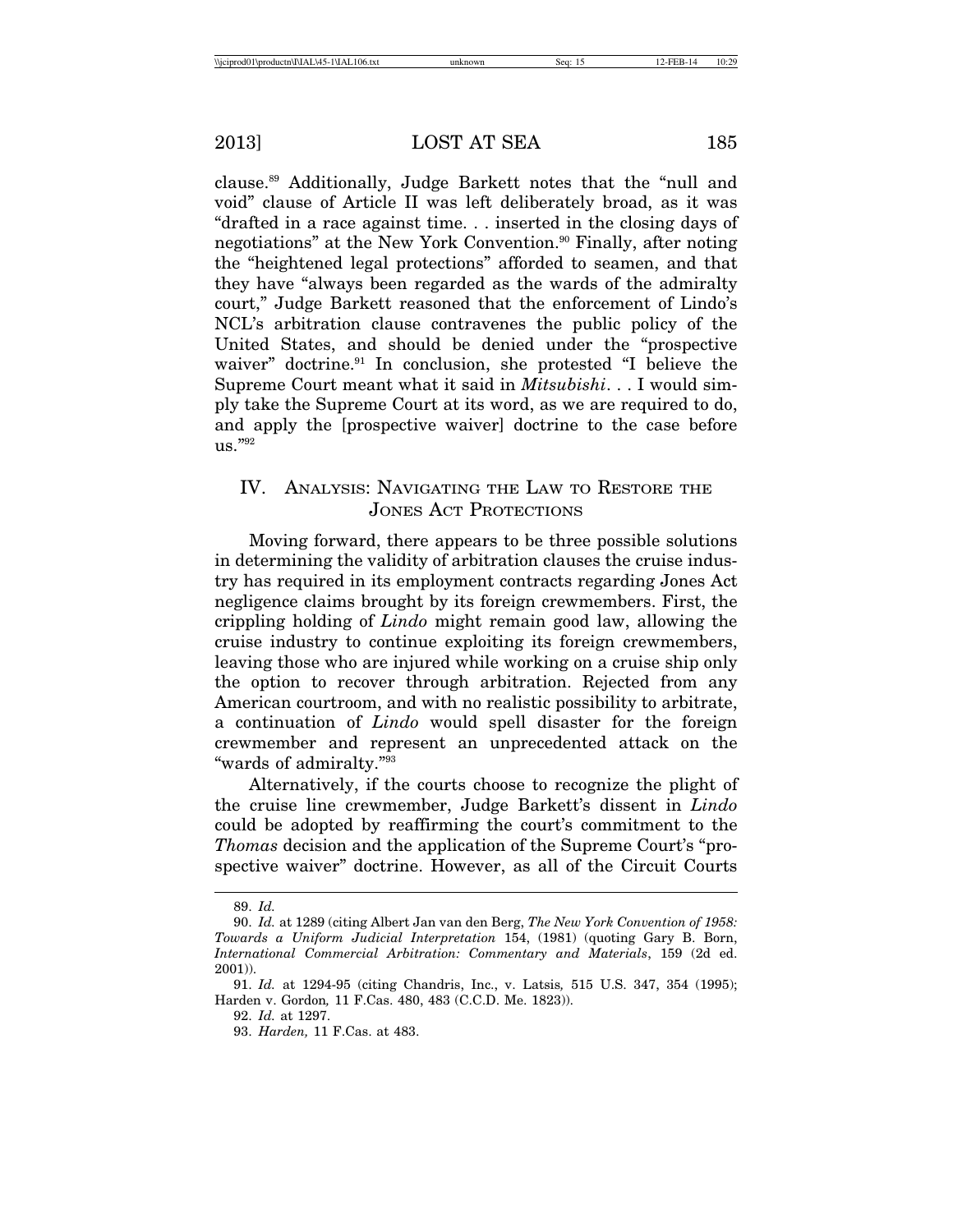clause.[89] Additionally, Judge Barkett notes that the "null and void" clause of Article II was left deliberately broad, as it was "drafted in a race against time. . . inserted in the closing days of negotiations" at the New York Convention.[90] Finally, after noting the "heightened legal protections" afforded to seamen, and that they have "always been regarded as the wards of the admiralty court," Judge Barkett reasoned that the enforcement of Lindo's NCL's arbitration clause contravenes the public policy of the United States, and should be denied under the "prospective waiver" doctrine.[91] In conclusion, she protested "I believe the Supreme Court meant what it said in *Mitsubishi*. . . I would simply take the Supreme Court at its word, as we are required to do, and apply the [prospective waiver] doctrine to the case before us."[92]

## IV. Analysis: Navigating the Law to Restore the Jones Act Protections

Moving forward, there appears to be three possible solutions in determining the validity of arbitration clauses the cruise industry has required in its employment contracts regarding Jones Act negligence claims brought by its foreign crewmembers. First, the crippling holding of *Lindo* might remain good law, allowing the cruise industry to continue exploiting its foreign crewmembers, leaving those who are injured while working on a cruise ship only the option to recover through arbitration. Rejected from any American courtroom, and with no realistic possibility to arbitrate, a continuation of *Lindo* would spell disaster for the foreign crewmember and represent an unprecedented attack on the "wards of admiralty."[93]

Alternatively, if the courts choose to recognize the plight of the cruise line crewmember, Judge Barkett's dissent in *Lindo* could be adopted by reaffirming the court's commitment to the *Thomas* decision and the application of the Supreme Court's "prospective waiver" doctrine. However, as all of the Circuit Courts

---

89. *Id.*

90. *Id.* at 1289 (citing Albert Jan van den Berg, *The New York Convention of 1958: Towards a Uniform Judicial Interpretation* 154, (1981) (quoting Gary B. Born, *International Commercial Arbitration: Commentary and Materials*, 159 (2d ed. 2001)).

91. *Id.* at 1294-95 (citing Chandris, Inc., v. Latsis*,* 515 U.S. 347, 354 (1995); Harden v. Gordon*,* 11 F.Cas. 480, 483 (C.C.D. Me. 1823)).

92. *Id.* at 1297.

93. *Harden,* 11 F.Cas. at 483.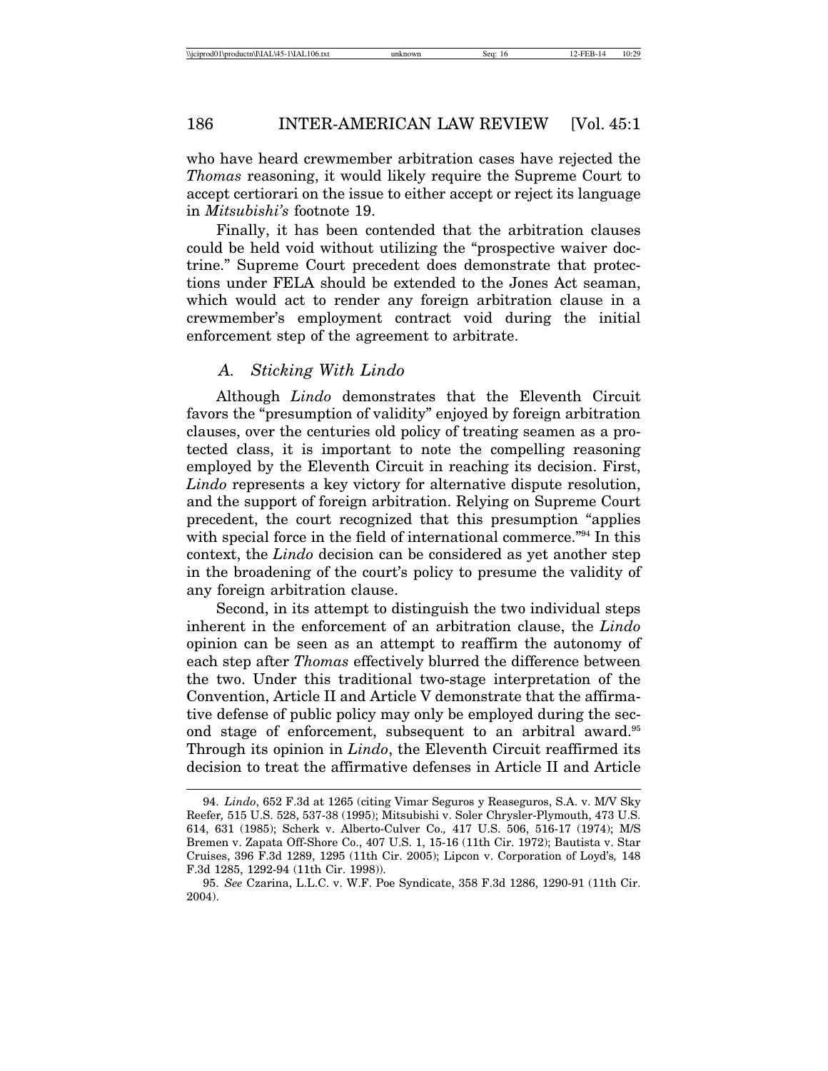who have heard crewmember arbitration cases have rejected the *Thomas* reasoning, it would likely require the Supreme Court to accept certiorari on the issue to either accept or reject its language in *Mitsubishi's* footnote 19.

Finally, it has been contended that the arbitration clauses could be held void without utilizing the "prospective waiver doctrine." Supreme Court precedent does demonstrate that protections under FELA should be extended to the Jones Act seaman, which would act to render any foreign arbitration clause in a crewmember's employment contract void during the initial enforcement step of the agreement to arbitrate.

### *A. Sticking With Lindo*

Although *Lindo* demonstrates that the Eleventh Circuit favors the "presumption of validity" enjoyed by foreign arbitration clauses, over the centuries old policy of treating seamen as a protected class, it is important to note the compelling reasoning employed by the Eleventh Circuit in reaching its decision. First, *Lindo* represents a key victory for alternative dispute resolution, and the support of foreign arbitration. Relying on Supreme Court precedent, the court recognized that this presumption "applies with special force in the field of international commerce."[94] In this context, the *Lindo* decision can be considered as yet another step in the broadening of the court's policy to presume the validity of any foreign arbitration clause.

Second, in its attempt to distinguish the two individual steps inherent in the enforcement of an arbitration clause, the *Lindo* opinion can be seen as an attempt to reaffirm the autonomy of each step after *Thomas* effectively blurred the difference between the two. Under this traditional two-stage interpretation of the Convention, Article II and Article V demonstrate that the affirmative defense of public policy may only be employed during the second stage of enforcement, subsequent to an arbitral award.[95] Through its opinion in *Lindo*, the Eleventh Circuit reaffirmed its decision to treat the affirmative defenses in Article II and Article

94. *Lindo*, 652 F.3d at 1265 (citing Vimar Seguros y Reaseguros, S.A. v. M/V Sky Reefer, 515 U.S. 528, 537-38 (1995); Mitsubishi v. Soler Chrysler-Plymouth, 473 U.S. 614, 631 (1985); Scherk v. Alberto-Culver Co., 417 U.S. 506, 516-17 (1974); M/S Bremen v. Zapata Off-Shore Co., 407 U.S. 1, 15-16 (11th Cir. 1972); Bautista v. Star Cruises, 396 F.3d 1289, 1295 (11th Cir. 2005); Lipcon v. Corporation of Loyd's, 148 F.3d 1285, 1292-94 (11th Cir. 1998)).

95. *See* Czarina, L.L.C. v. W.F. Poe Syndicate, 358 F.3d 1286, 1290-91 (11th Cir. 2004).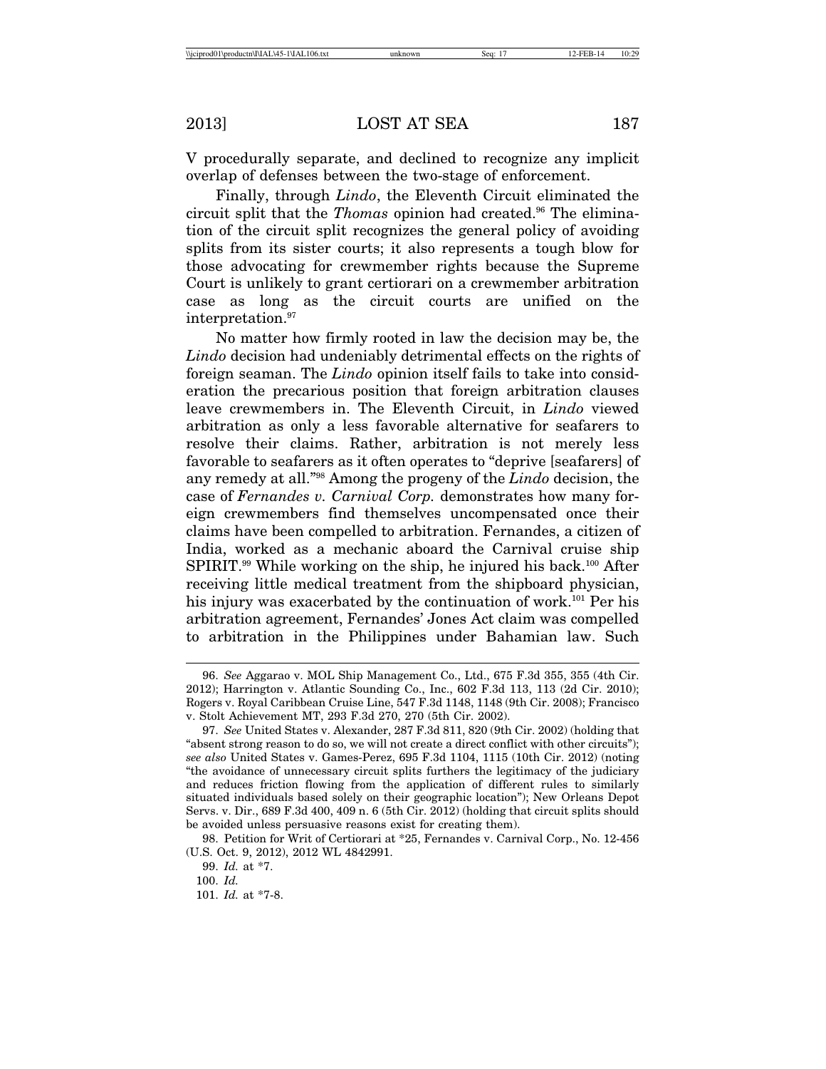V procedurally separate, and declined to recognize any implicit overlap of defenses between the two-stage of enforcement.

Finally, through *Lindo*, the Eleventh Circuit eliminated the circuit split that the *Thomas* opinion had created.[96] The elimination of the circuit split recognizes the general policy of avoiding splits from its sister courts; it also represents a tough blow for those advocating for crewmember rights because the Supreme Court is unlikely to grant certiorari on a crewmember arbitration case as long as the circuit courts are unified on the interpretation.[97]

No matter how firmly rooted in law the decision may be, the *Lindo* decision had undeniably detrimental effects on the rights of foreign seaman. The *Lindo* opinion itself fails to take into consideration the precarious position that foreign arbitration clauses leave crewmembers in. The Eleventh Circuit, in *Lindo* viewed arbitration as only a less favorable alternative for seafarers to resolve their claims. Rather, arbitration is not merely less favorable to seafarers as it often operates to "deprive [seafarers] of any remedy at all."[98] Among the progeny of the *Lindo* decision, the case of *Fernandes v. Carnival Corp.* demonstrates how many foreign crewmembers find themselves uncompensated once their claims have been compelled to arbitration. Fernandes, a citizen of India, worked as a mechanic aboard the Carnival cruise ship SPIRIT.[99] While working on the ship, he injured his back.[100] After receiving little medical treatment from the shipboard physician, his injury was exacerbated by the continuation of work.[101] Per his arbitration agreement, Fernandes' Jones Act claim was compelled to arbitration in the Philippines under Bahamian law. Such

---

96. *See* Aggarao v. MOL Ship Management Co., Ltd., 675 F.3d 355, 355 (4th Cir. 2012); Harrington v. Atlantic Sounding Co., Inc., 602 F.3d 113, 113 (2d Cir. 2010); Rogers v. Royal Caribbean Cruise Line, 547 F.3d 1148, 1148 (9th Cir. 2008); Francisco v. Stolt Achievement MT, 293 F.3d 270, 270 (5th Cir. 2002).

97. *See* United States v. Alexander, 287 F.3d 811, 820 (9th Cir. 2002) (holding that "absent strong reason to do so, we will not create a direct conflict with other circuits"); *see also* United States v. Games-Perez, 695 F.3d 1104, 1115 (10th Cir. 2012) (noting "the avoidance of unnecessary circuit splits furthers the legitimacy of the judiciary and reduces friction flowing from the application of different rules to similarly situated individuals based solely on their geographic location"); New Orleans Depot Servs. v. Dir., 689 F.3d 400, 409 n. 6 (5th Cir. 2012) (holding that circuit splits should be avoided unless persuasive reasons exist for creating them).

98. Petition for Writ of Certiorari at *25, Fernandes v. Carnival Corp., No. 12-456 (U.S. Oct. 9, 2012), 2012 WL 4842991.

99. *Id.* at *7.

100. *Id.*

101. *Id.* at *7-8.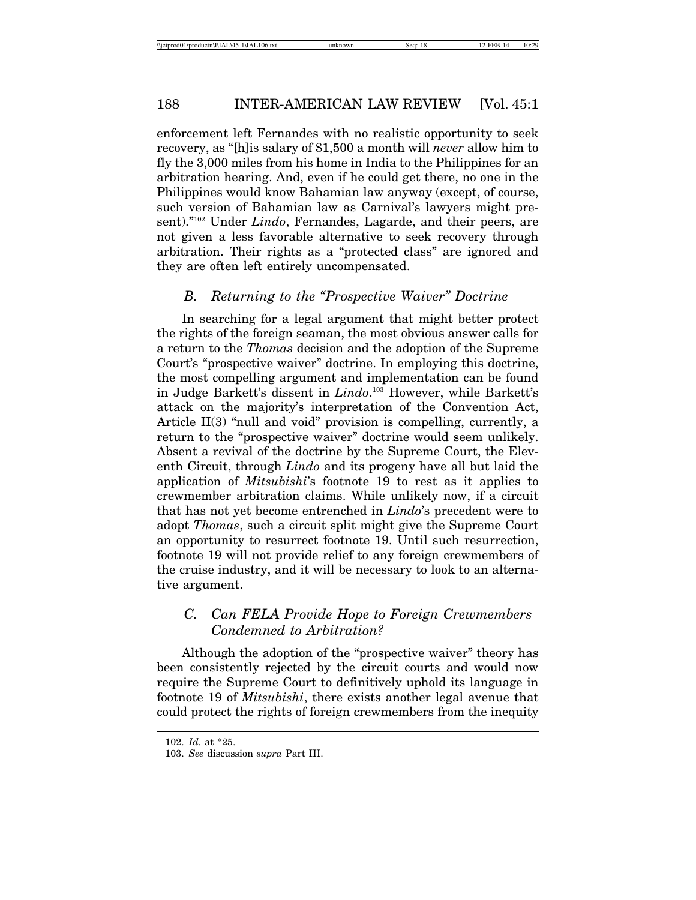enforcement left Fernandes with no realistic opportunity to seek recovery, as "[h]is salary of $1,500 a month will *never* allow him to fly the 3,000 miles from his home in India to the Philippines for an arbitration hearing. And, even if he could get there, no one in the Philippines would know Bahamian law anyway (except, of course, such version of Bahamian law as Carnival's lawyers might present)."[102] Under *Lindo*, Fernandes, Lagarde, and their peers, are not given a less favorable alternative to seek recovery through arbitration. Their rights as a "protected class" are ignored and they are often left entirely uncompensated.

### *B. Returning to the "Prospective Waiver" Doctrine*

In searching for a legal argument that might better protect the rights of the foreign seaman, the most obvious answer calls for a return to the *Thomas* decision and the adoption of the Supreme Court's "prospective waiver" doctrine. In employing this doctrine, the most compelling argument and implementation can be found in Judge Barkett's dissent in *Lindo*.[103] However, while Barkett's attack on the majority's interpretation of the Convention Act, Article II(3) "null and void" provision is compelling, currently, a return to the "prospective waiver" doctrine would seem unlikely. Absent a revival of the doctrine by the Supreme Court, the Eleventh Circuit, through *Lindo* and its progeny have all but laid the application of *Mitsubishi*'s footnote 19 to rest as it applies to crewmember arbitration claims. While unlikely now, if a circuit that has not yet become entrenched in *Lindo*'s precedent were to adopt *Thomas*, such a circuit split might give the Supreme Court an opportunity to resurrect footnote 19. Until such resurrection, footnote 19 will not provide relief to any foreign crewmembers of the cruise industry, and it will be necessary to look to an alternative argument.

### *C. Can FELA Provide Hope to Foreign Crewmembers Condemned to Arbitration?*

Although the adoption of the "prospective waiver" theory has been consistently rejected by the circuit courts and would now require the Supreme Court to definitively uphold its language in footnote 19 of *Mitsubishi*, there exists another legal avenue that could protect the rights of foreign crewmembers from the inequity

102. *Id.* at *25.

103. *See* discussion *supra* Part III.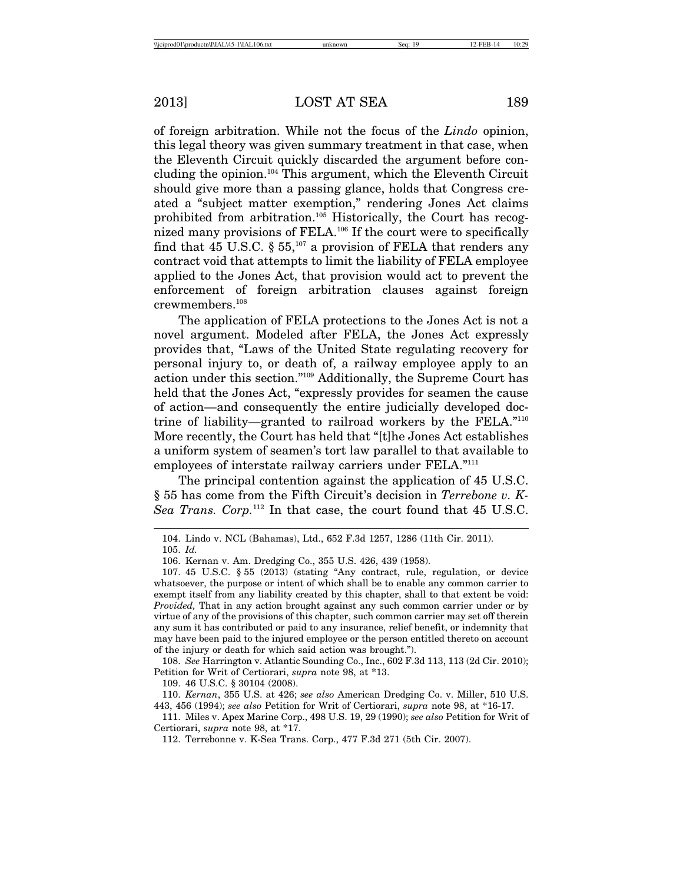of foreign arbitration. While not the focus of the *Lindo* opinion, this legal theory was given summary treatment in that case, when the Eleventh Circuit quickly discarded the argument before concluding the opinion.[104] This argument, which the Eleventh Circuit should give more than a passing glance, holds that Congress created a "subject matter exemption," rendering Jones Act claims prohibited from arbitration.[105] Historically, the Court has recognized many provisions of FELA.[106] If the court were to specifically find that 45 U.S.C. § 55,[107] a provision of FELA that renders any contract void that attempts to limit the liability of FELA employee applied to the Jones Act, that provision would act to prevent the enforcement of foreign arbitration clauses against foreign crewmembers.[108]

The application of FELA protections to the Jones Act is not a novel argument. Modeled after FELA, the Jones Act expressly provides that, "Laws of the United State regulating recovery for personal injury to, or death of, a railway employee apply to an action under this section."[109] Additionally, the Supreme Court has held that the Jones Act, "expressly provides for seamen the cause of action—and consequently the entire judicially developed doctrine of liability—granted to railroad workers by the FELA."[110] More recently, the Court has held that "[t]he Jones Act establishes a uniform system of seamen's tort law parallel to that available to employees of interstate railway carriers under FELA."[111]

The principal contention against the application of 45 U.S.C. § 55 has come from the Fifth Circuit's decision in *Terrebone v. K-Sea Trans. Corp.*[112] In that case, the court found that 45 U.S.C.

---

104. Lindo v. NCL (Bahamas), Ltd., 652 F.3d 1257, 1286 (11th Cir. 2011).

105. *Id.*

106. Kernan v. Am. Dredging Co., 355 U.S. 426, 439 (1958).

107. 45 U.S.C. § 55 (2013) (stating "Any contract, rule, regulation, or device whatsoever, the purpose or intent of which shall be to enable any common carrier to exempt itself from any liability created by this chapter, shall to that extent be void: *Provided,* That in any action brought against any such common carrier under or by virtue of any of the provisions of this chapter, such common carrier may set off therein any sum it has contributed or paid to any insurance, relief benefit, or indemnity that may have been paid to the injured employee or the person entitled thereto on account of the injury or death for which said action was brought.").

108. *See* Harrington v. Atlantic Sounding Co., Inc., 602 F.3d 113, 113 (2d Cir. 2010); Petition for Writ of Certiorari, *supra* note 98, at *13.

109. 46 U.S.C. § 30104 (2008).

110. *Kernan*, 355 U.S. at 426; *see also* American Dredging Co. v. Miller, 510 U.S. 443, 456 (1994); *see also* Petition for Writ of Certiorari, *supra* note 98, at *16-17.

111. Miles v. Apex Marine Corp., 498 U.S. 19, 29 (1990); *see also* Petition for Writ of Certiorari, *supra* note 98, at *17.

112. Terrebonne v. K-Sea Trans. Corp., 477 F.3d 271 (5th Cir. 2007).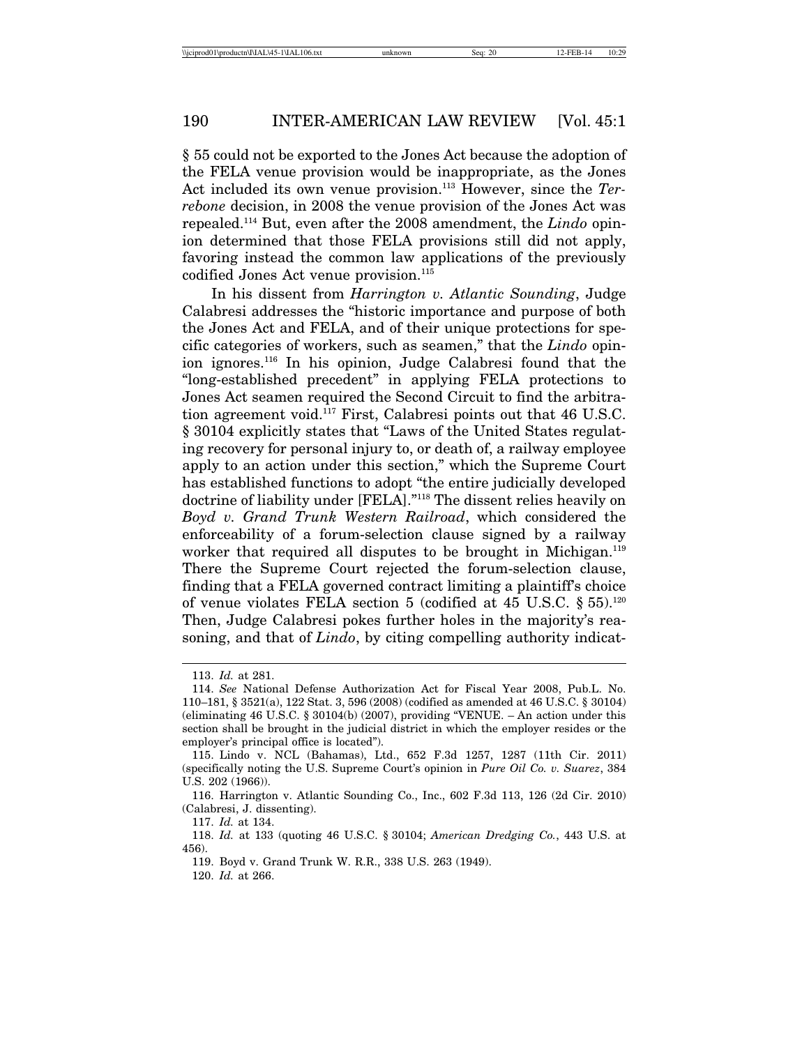§ 55 could not be exported to the Jones Act because the adoption of the FELA venue provision would be inappropriate, as the Jones Act included its own venue provision.[113] However, since the *Terrebone* decision, in 2008 the venue provision of the Jones Act was repealed.[114] But, even after the 2008 amendment, the *Lindo* opinion determined that those FELA provisions still did not apply, favoring instead the common law applications of the previously codified Jones Act venue provision.[115]

In his dissent from *Harrington v. Atlantic Sounding*, Judge Calabresi addresses the "historic importance and purpose of both the Jones Act and FELA, and of their unique protections for specific categories of workers, such as seamen," that the *Lindo* opinion ignores.[116] In his opinion, Judge Calabresi found that the "long-established precedent" in applying FELA protections to Jones Act seamen required the Second Circuit to find the arbitration agreement void.[117] First, Calabresi points out that 46 U.S.C. § 30104 explicitly states that "Laws of the United States regulating recovery for personal injury to, or death of, a railway employee apply to an action under this section," which the Supreme Court has established functions to adopt "the entire judicially developed doctrine of liability under [FELA]."[118] The dissent relies heavily on *Boyd v. Grand Trunk Western Railroad*, which considered the enforceability of a forum-selection clause signed by a railway worker that required all disputes to be brought in Michigan.[119] There the Supreme Court rejected the forum-selection clause, finding that a FELA governed contract limiting a plaintiff's choice of venue violates FELA section 5 (codified at 45 U.S.C. § 55).[120] Then, Judge Calabresi pokes further holes in the majority's reasoning, and that of *Lindo*, by citing compelling authority indicat-

---

113. *Id.* at 281.

114. *See* National Defense Authorization Act for Fiscal Year 2008, Pub.L. No. 110–181, § 3521(a), 122 Stat. 3, 596 (2008) (codified as amended at 46 U.S.C. § 30104) (eliminating 46 U.S.C. § 30104(b) (2007), providing "VENUE. – An action under this section shall be brought in the judicial district in which the employer resides or the employer's principal office is located").

115. Lindo v. NCL (Bahamas), Ltd., 652 F.3d 1257, 1287 (11th Cir. 2011) (specifically noting the U.S. Supreme Court's opinion in *Pure Oil Co. v. Suarez*, 384 U.S. 202 (1966)).

116. Harrington v. Atlantic Sounding Co., Inc., 602 F.3d 113, 126 (2d Cir. 2010) (Calabresi, J. dissenting).

117. *Id.* at 134.

118. *Id.* at 133 (quoting 46 U.S.C. § 30104; *American Dredging Co.*, 443 U.S. at 456).

119. Boyd v. Grand Trunk W. R.R., 338 U.S. 263 (1949).

120. *Id.* at 266.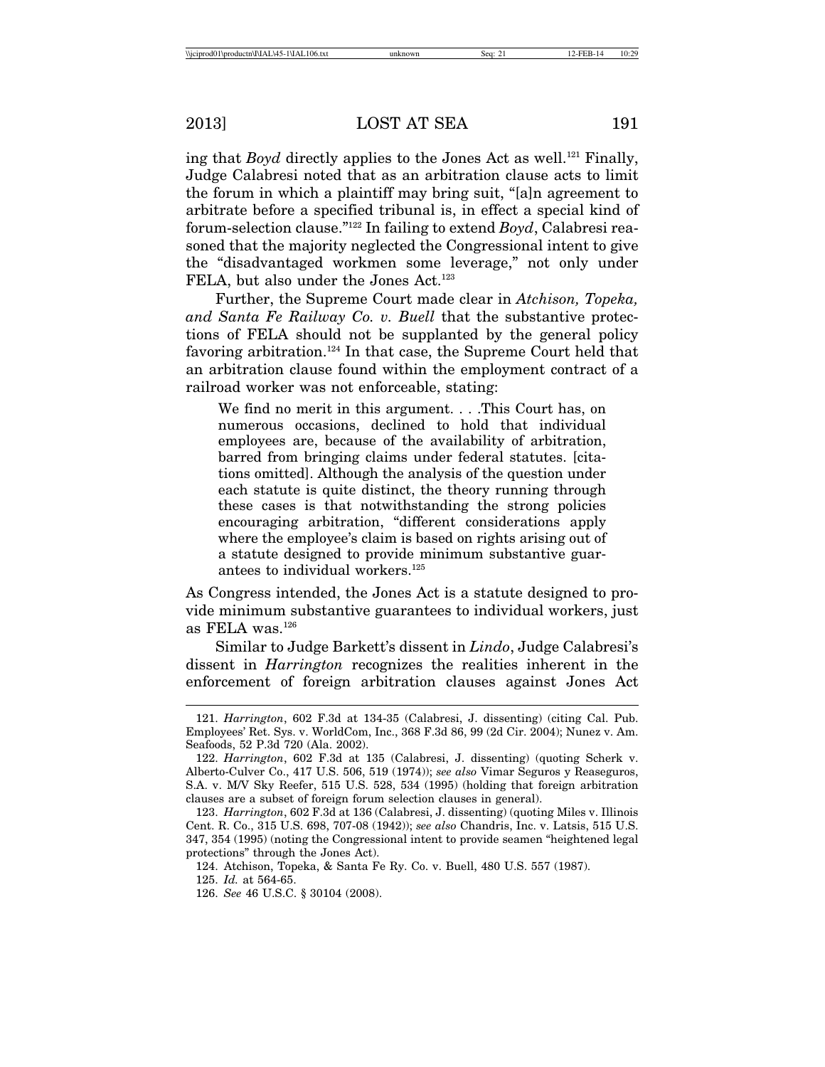ing that *Boyd* directly applies to the Jones Act as well.[121] Finally, Judge Calabresi noted that as an arbitration clause acts to limit the forum in which a plaintiff may bring suit, "[a]n agreement to arbitrate before a specified tribunal is, in effect a special kind of forum-selection clause."[122] In failing to extend *Boyd*, Calabresi reasoned that the majority neglected the Congressional intent to give the "disadvantaged workmen some leverage," not only under FELA, but also under the Jones Act.[123]

Further, the Supreme Court made clear in *Atchison, Topeka, and Santa Fe Railway Co. v. Buell* that the substantive protections of FELA should not be supplanted by the general policy favoring arbitration.[124] In that case, the Supreme Court held that an arbitration clause found within the employment contract of a railroad worker was not enforceable, stating:

> We find no merit in this argument. . . .This Court has, on numerous occasions, declined to hold that individual employees are, because of the availability of arbitration, barred from bringing claims under federal statutes. [citations omitted]. Although the analysis of the question under each statute is quite distinct, the theory running through these cases is that notwithstanding the strong policies encouraging arbitration, "different considerations apply where the employee's claim is based on rights arising out of a statute designed to provide minimum substantive guarantees to individual workers.[125]

As Congress intended, the Jones Act is a statute designed to provide minimum substantive guarantees to individual workers, just as FELA was.[126]

Similar to Judge Barkett's dissent in *Lindo*, Judge Calabresi's dissent in *Harrington* recognizes the realities inherent in the enforcement of foreign arbitration clauses against Jones Act

---

121. *Harrington*, 602 F.3d at 134-35 (Calabresi, J. dissenting) (citing Cal. Pub. Employees' Ret. Sys. v. WorldCom, Inc., 368 F.3d 86, 99 (2d Cir. 2004); Nunez v. Am. Seafoods, 52 P.3d 720 (Ala. 2002).

122. *Harrington*, 602 F.3d at 135 (Calabresi, J. dissenting) (quoting Scherk v. Alberto-Culver Co., 417 U.S. 506, 519 (1974)); *see also* Vimar Seguros y Reaseguros, S.A. v. M/V Sky Reefer, 515 U.S. 528, 534 (1995) (holding that foreign arbitration clauses are a subset of foreign forum selection clauses in general).

123. *Harrington*, 602 F.3d at 136 (Calabresi, J. dissenting) (quoting Miles v. Illinois Cent. R. Co., 315 U.S. 698, 707-08 (1942)); *see also* Chandris, Inc. v. Latsis, 515 U.S. 347, 354 (1995) (noting the Congressional intent to provide seamen "heightened legal protections" through the Jones Act).

124. Atchison, Topeka, & Santa Fe Ry. Co. v. Buell, 480 U.S. 557 (1987).

125. *Id.* at 564-65.

126. *See* 46 U.S.C. § 30104 (2008).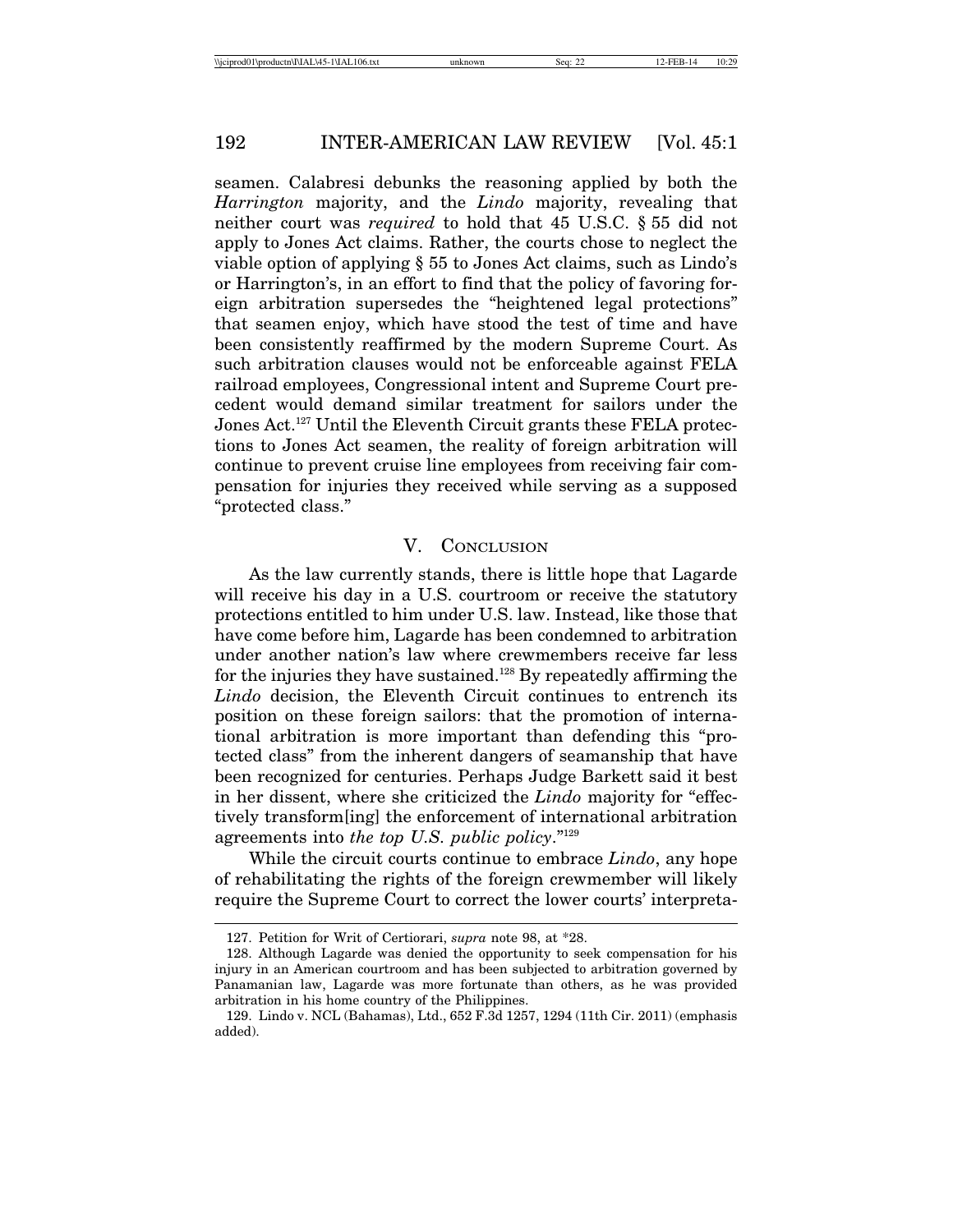seamen. Calabresi debunks the reasoning applied by both the *Harrington* majority, and the *Lindo* majority, revealing that neither court was *required* to hold that 45 U.S.C. § 55 did not apply to Jones Act claims. Rather, the courts chose to neglect the viable option of applying § 55 to Jones Act claims, such as Lindo's or Harrington's, in an effort to find that the policy of favoring foreign arbitration supersedes the "heightened legal protections" that seamen enjoy, which have stood the test of time and have been consistently reaffirmed by the modern Supreme Court. As such arbitration clauses would not be enforceable against FELA railroad employees, Congressional intent and Supreme Court precedent would demand similar treatment for sailors under the Jones Act.[127] Until the Eleventh Circuit grants these FELA protections to Jones Act seamen, the reality of foreign arbitration will continue to prevent cruise line employees from receiving fair compensation for injuries they received while serving as a supposed "protected class."

## V. Conclusion

As the law currently stands, there is little hope that Lagarde will receive his day in a U.S. courtroom or receive the statutory protections entitled to him under U.S. law. Instead, like those that have come before him, Lagarde has been condemned to arbitration under another nation's law where crewmembers receive far less for the injuries they have sustained.[128] By repeatedly affirming the *Lindo* decision, the Eleventh Circuit continues to entrench its position on these foreign sailors: that the promotion of international arbitration is more important than defending this "protected class" from the inherent dangers of seamanship that have been recognized for centuries. Perhaps Judge Barkett said it best in her dissent, where she criticized the *Lindo* majority for "effectively transform[ing] the enforcement of international arbitration agreements into *the top U.S. public policy*."[129]

While the circuit courts continue to embrace *Lindo*, any hope of rehabilitating the rights of the foreign crewmember will likely require the Supreme Court to correct the lower courts' interpreta-

127. Petition for Writ of Certiorari, *supra* note 98, at *28.

128. Although Lagarde was denied the opportunity to seek compensation for his injury in an American courtroom and has been subjected to arbitration governed by Panamanian law, Lagarde was more fortunate than others, as he was provided arbitration in his home country of the Philippines.

129. Lindo v. NCL (Bahamas), Ltd., 652 F.3d 1257, 1294 (11th Cir. 2011) (emphasis added).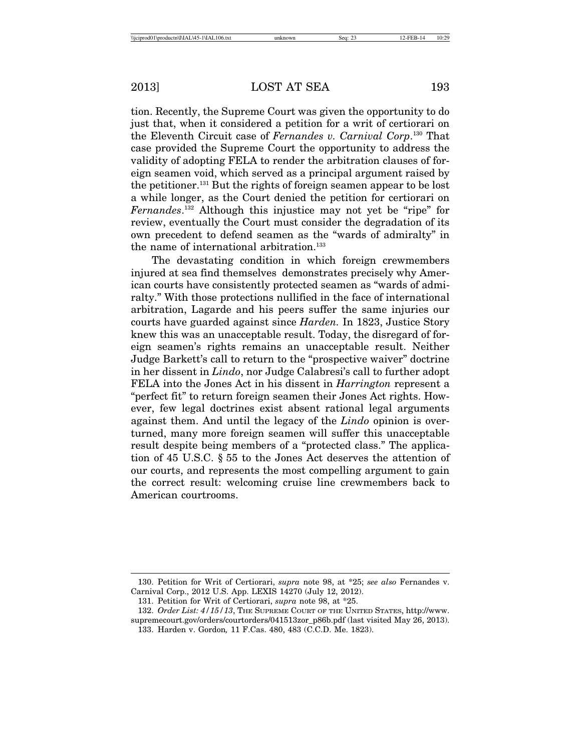tion. Recently, the Supreme Court was given the opportunity to do just that, when it considered a petition for a writ of certiorari on the Eleventh Circuit case of *Fernandes v. Carnival Corp*.[130] That case provided the Supreme Court the opportunity to address the validity of adopting FELA to render the arbitration clauses of foreign seamen void, which served as a principal argument raised by the petitioner.[131] But the rights of foreign seamen appear to be lost a while longer, as the Court denied the petition for certiorari on *Fernandes*.[132] Although this injustice may not yet be "ripe" for review, eventually the Court must consider the degradation of its own precedent to defend seamen as the "wards of admiralty" in the name of international arbitration.[133]

The devastating condition in which foreign crewmembers injured at sea find themselves demonstrates precisely why American courts have consistently protected seamen as "wards of admiralty." With those protections nullified in the face of international arbitration, Lagarde and his peers suffer the same injuries our courts have guarded against since *Harden.* In 1823, Justice Story knew this was an unacceptable result. Today, the disregard of foreign seamen's rights remains an unacceptable result. Neither Judge Barkett's call to return to the "prospective waiver" doctrine in her dissent in *Lindo*, nor Judge Calabresi's call to further adopt FELA into the Jones Act in his dissent in *Harrington* represent a "perfect fit" to return foreign seamen their Jones Act rights. However, few legal doctrines exist absent rational legal arguments against them. And until the legacy of the *Lindo* opinion is overturned, many more foreign seamen will suffer this unacceptable result despite being members of a "protected class." The application of 45 U.S.C. § 55 to the Jones Act deserves the attention of our courts, and represents the most compelling argument to gain the correct result: welcoming cruise line crewmembers back to American courtrooms.

---

130. Petition for Writ of Certiorari, *supra* note 98, at *25; *see also* Fernandes v. Carnival Corp., 2012 U.S. App. LEXIS 14270 (July 12, 2012).

131. Petition for Writ of Certiorari, *supra* note 98, at *25.

132. *Order List: 4/15/13*, The Supreme Court of the United States, http://www.supremecourt.gov/orders/courtorders/041513zor_p86b.pdf (last visited May 26, 2013).

133. Harden v. Gordon*,* 11 F.Cas. 480, 483 (C.C.D. Me. 1823).